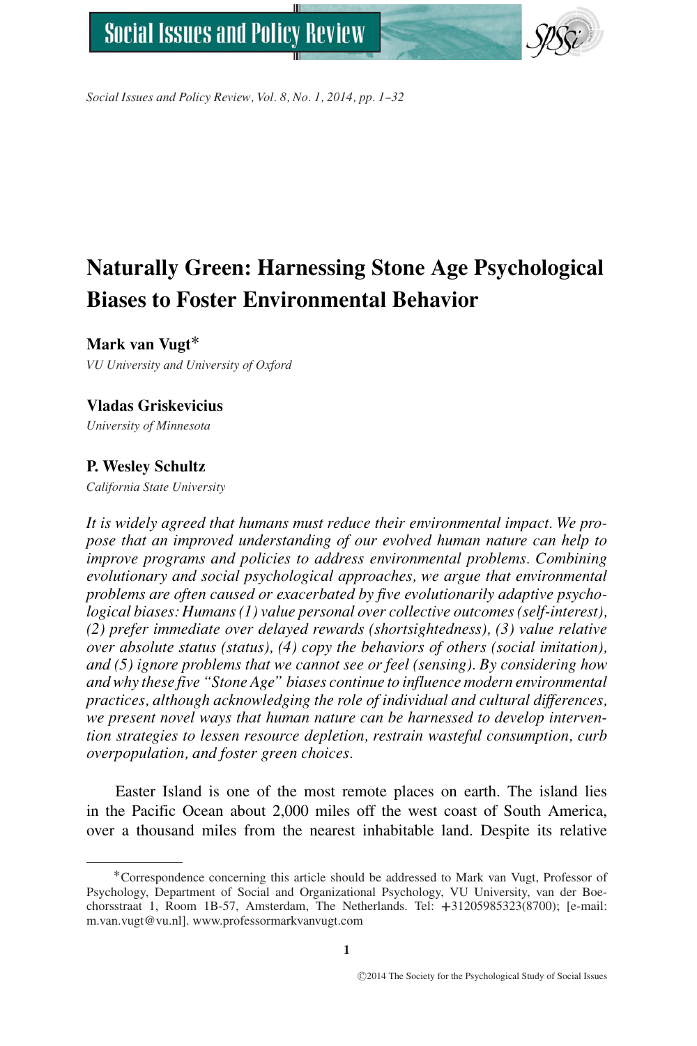# Naturally Green: Harnessing Stone Age Psychological Biases to Foster Environmental Behavior

**Mark van Vugt***

*VU University and University of Oxford*

**Vladas Griskevicius**

*University of Minnesota*

**P. Wesley Schultz**

*California State University*

*It is widely agreed that humans must reduce their environmental impact. We propose that an improved understanding of our evolved human nature can help to improve programs and policies to address environmental problems. Combining evolutionary and social psychological approaches, we argue that environmental problems are often caused or exacerbated by five evolutionarily adaptive psychological biases: Humans (1) value personal over collective outcomes (self-interest), (2) prefer immediate over delayed rewards (shortsightedness), (3) value relative over absolute status (status), (4) copy the behaviors of others (social imitation), and (5) ignore problems that we cannot see or feel (sensing). By considering how and why these five "Stone Age" biases continue to influence modern environmental practices, although acknowledging the role of individual and cultural differences, we present novel ways that human nature can be harnessed to develop intervention strategies to lessen resource depletion, restrain wasteful consumption, curb overpopulation, and foster green choices.*

Easter Island is one of the most remote places on earth. The island lies in the Pacific Ocean about 2,000 miles off the west coast of South America, over a thousand miles from the nearest inhabitable land. Despite its relative

---

*Correspondence concerning this article should be addressed to Mark van Vugt, Professor of Psychology, Department of Social and Organizational Psychology, VU University, van der Boechorsstraat 1, Room 1B-57, Amsterdam, The Netherlands. Tel: +31205985323(8700); [e-mail: m.van.vugt@vu.nl]. www.professormarkvanvugt.com

©2014 The Society for the Psychological Study of Social Issues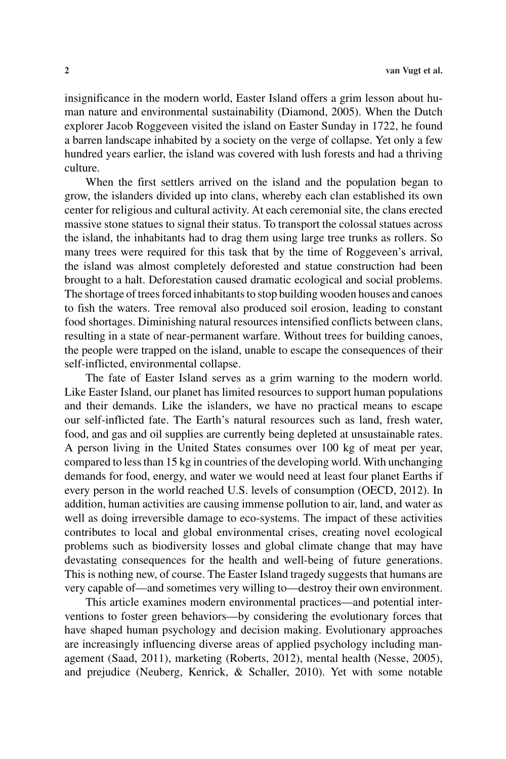insignificance in the modern world, Easter Island offers a grim lesson about human nature and environmental sustainability (Diamond, 2005). When the Dutch explorer Jacob Roggeveen visited the island on Easter Sunday in 1722, he found a barren landscape inhabited by a society on the verge of collapse. Yet only a few hundred years earlier, the island was covered with lush forests and had a thriving culture.

When the first settlers arrived on the island and the population began to grow, the islanders divided up into clans, whereby each clan established its own center for religious and cultural activity. At each ceremonial site, the clans erected massive stone statues to signal their status. To transport the colossal statues across the island, the inhabitants had to drag them using large tree trunks as rollers. So many trees were required for this task that by the time of Roggeveen's arrival, the island was almost completely deforested and statue construction had been brought to a halt. Deforestation caused dramatic ecological and social problems. The shortage of trees forced inhabitants to stop building wooden houses and canoes to fish the waters. Tree removal also produced soil erosion, leading to constant food shortages. Diminishing natural resources intensified conflicts between clans, resulting in a state of near-permanent warfare. Without trees for building canoes, the people were trapped on the island, unable to escape the consequences of their self-inflicted, environmental collapse.

The fate of Easter Island serves as a grim warning to the modern world. Like Easter Island, our planet has limited resources to support human populations and their demands. Like the islanders, we have no practical means to escape our self-inflicted fate. The Earth's natural resources such as land, fresh water, food, and gas and oil supplies are currently being depleted at unsustainable rates. A person living in the United States consumes over 100 kg of meat per year, compared to less than 15 kg in countries of the developing world. With unchanging demands for food, energy, and water we would need at least four planet Earths if every person in the world reached U.S. levels of consumption (OECD, 2012). In addition, human activities are causing immense pollution to air, land, and water as well as doing irreversible damage to eco-systems. The impact of these activities contributes to local and global environmental crises, creating novel ecological problems such as biodiversity losses and global climate change that may have devastating consequences for the health and well-being of future generations. This is nothing new, of course. The Easter Island tragedy suggests that humans are very capable of—and sometimes very willing to—destroy their own environment.

This article examines modern environmental practices—and potential interventions to foster green behaviors—by considering the evolutionary forces that have shaped human psychology and decision making. Evolutionary approaches are increasingly influencing diverse areas of applied psychology including management (Saad, 2011), marketing (Roberts, 2012), mental health (Nesse, 2005), and prejudice (Neuberg, Kenrick, & Schaller, 2010). Yet with some notable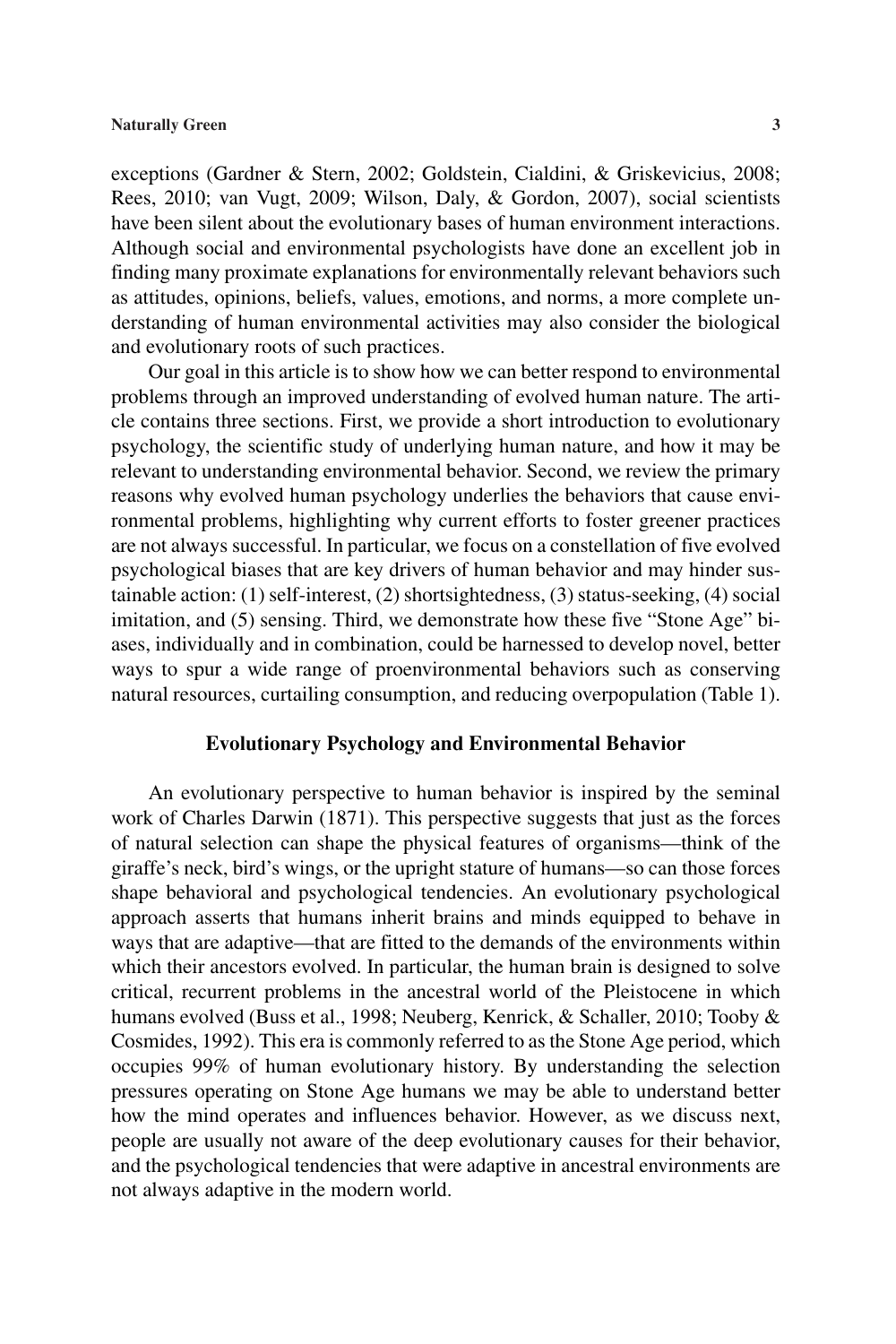exceptions (Gardner & Stern, 2002; Goldstein, Cialdini, & Griskevicius, 2008; Rees, 2010; van Vugt, 2009; Wilson, Daly, & Gordon, 2007), social scientists have been silent about the evolutionary bases of human environment interactions. Although social and environmental psychologists have done an excellent job in finding many proximate explanations for environmentally relevant behaviors such as attitudes, opinions, beliefs, values, emotions, and norms, a more complete understanding of human environmental activities may also consider the biological and evolutionary roots of such practices.

Our goal in this article is to show how we can better respond to environmental problems through an improved understanding of evolved human nature. The article contains three sections. First, we provide a short introduction to evolutionary psychology, the scientific study of underlying human nature, and how it may be relevant to understanding environmental behavior. Second, we review the primary reasons why evolved human psychology underlies the behaviors that cause environmental problems, highlighting why current efforts to foster greener practices are not always successful. In particular, we focus on a constellation of five evolved psychological biases that are key drivers of human behavior and may hinder sustainable action: (1) self-interest, (2) shortsightedness, (3) status-seeking, (4) social imitation, and (5) sensing. Third, we demonstrate how these five "Stone Age" biases, individually and in combination, could be harnessed to develop novel, better ways to spur a wide range of proenvironmental behaviors such as conserving natural resources, curtailing consumption, and reducing overpopulation (Table 1).

## Evolutionary Psychology and Environmental Behavior

An evolutionary perspective to human behavior is inspired by the seminal work of Charles Darwin (1871). This perspective suggests that just as the forces of natural selection can shape the physical features of organisms—think of the giraffe's neck, bird's wings, or the upright stature of humans—so can those forces shape behavioral and psychological tendencies. An evolutionary psychological approach asserts that humans inherit brains and minds equipped to behave in ways that are adaptive—that are fitted to the demands of the environments within which their ancestors evolved. In particular, the human brain is designed to solve critical, recurrent problems in the ancestral world of the Pleistocene in which humans evolved (Buss et al., 1998; Neuberg, Kenrick, & Schaller, 2010; Tooby & Cosmides, 1992). This era is commonly referred to as the Stone Age period, which occupies 99% of human evolutionary history. By understanding the selection pressures operating on Stone Age humans we may be able to understand better how the mind operates and influences behavior. However, as we discuss next, people are usually not aware of the deep evolutionary causes for their behavior, and the psychological tendencies that were adaptive in ancestral environments are not always adaptive in the modern world.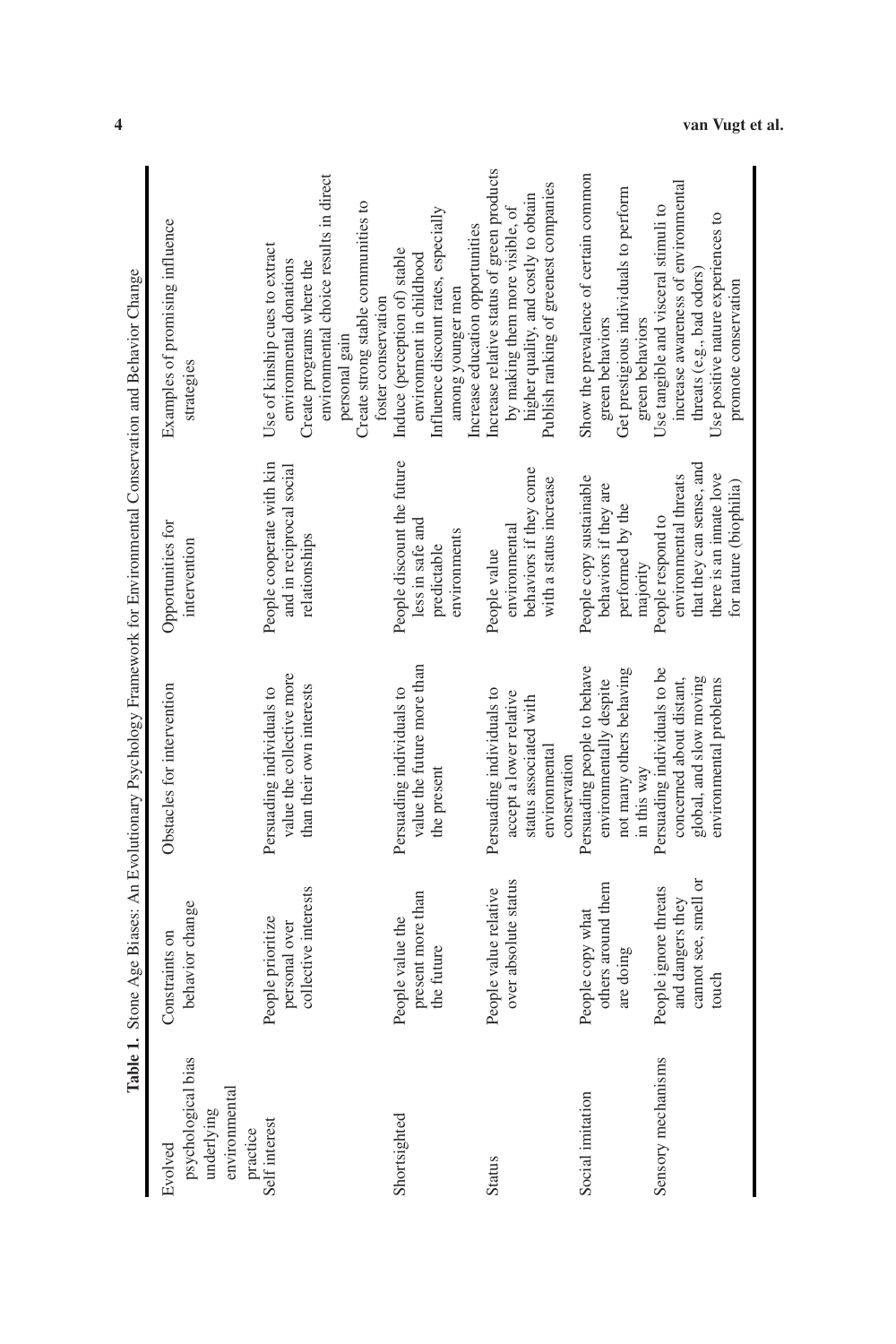**Table 1.** Stone Age Biases: An Evolutionary Psychology Framework for Environmental Conservation and Behavior Change

| Evolved psychological bias underlying environmental practice | Constraints on behavior change | Obstacles for intervention | Opportunities for intervention | Examples of promising influence strategies |
|---|---|---|---|---|
| Self interest | People prioritize personal over collective interests | Persuading individuals to value the collective more than their own interests | People cooperate with kin and in reciprocal social relationships | Use of kinship cues to extract environmental donations<br>Create programs where the environmental choice results in direct personal gain<br>Create strong stable communities to foster conservation |
| Shortsighted | People value the present more than the future | Persuading individuals to value the future more than the present | People discount the future less in safe and predictable environments | Induce (perception of) stable environment in childhood<br>Influence discount rates, especially among younger men<br>Increase education opportunities |
| Status | People value relative over absolute status | Persuading individuals to accept a lower relative status associated with environmental conservation | People value environmental behaviors if they come with a status increase | Increase relative status of green products by making them more visible, of higher quality, and costly to obtain<br>Publish ranking of greenest companies |
| Social imitation | People copy what others around them are doing | Persuading people to behave environmentally despite not many others behaving in this way | People copy sustainable behaviors if they are performed by the majority | Show the prevalence of certain common green behaviors<br>Get prestigious individuals to perform green behaviors |
| Sensory mechanisms | People ignore threats and dangers they cannot see, smell or touch | Persuading individuals to be concerned about distant, global, and slow moving environmental problems | People respond to environmental threats that they can sense, and there is an innate love for nature (biophilia) | Use tangible and visceral stimuli to increase awareness of environmental threats (e.g., bad odors)<br>Use positive nature experiences to promote conservation |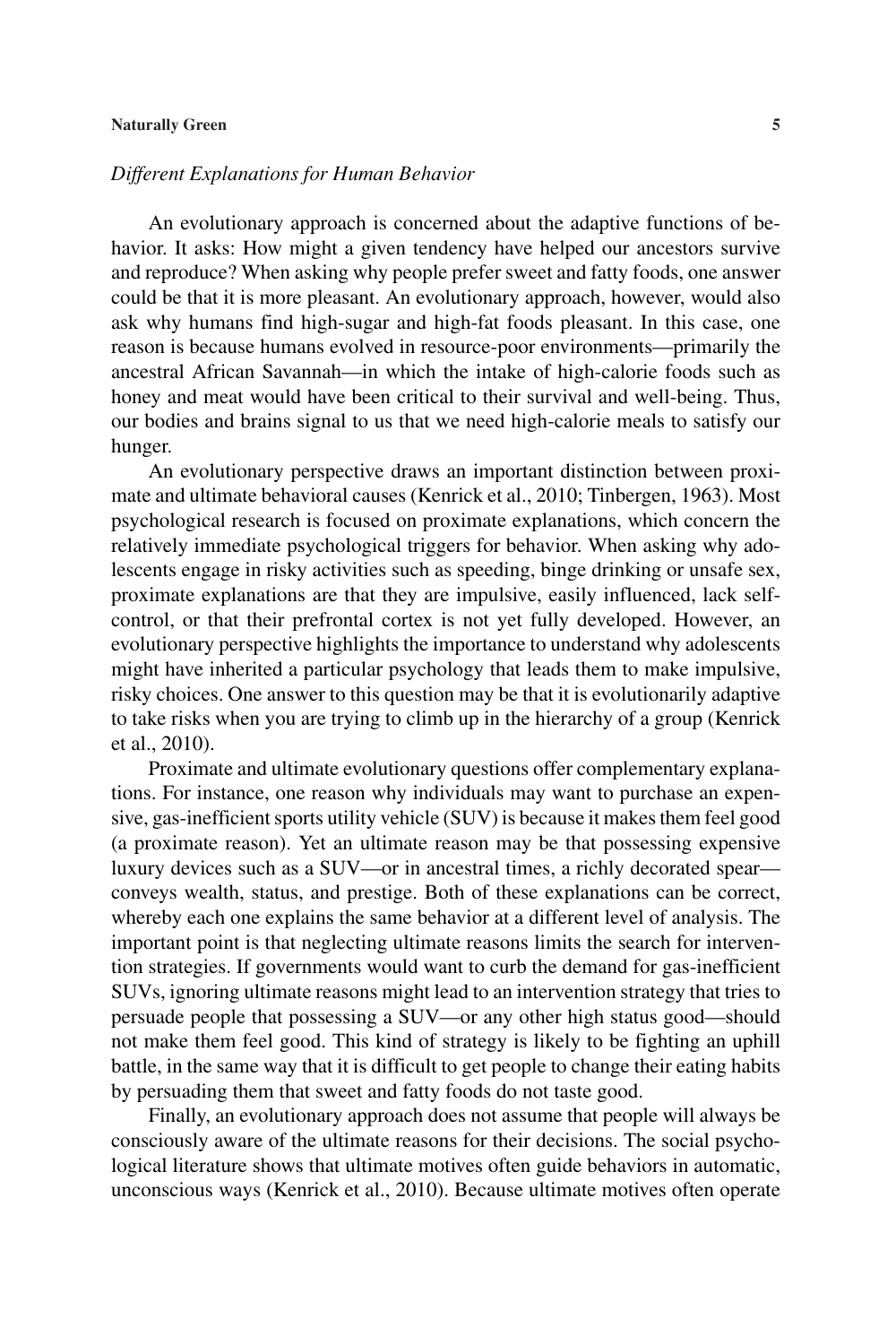*Different Explanations for Human Behavior*

An evolutionary approach is concerned about the adaptive functions of behavior. It asks: How might a given tendency have helped our ancestors survive and reproduce? When asking why people prefer sweet and fatty foods, one answer could be that it is more pleasant. An evolutionary approach, however, would also ask why humans find high-sugar and high-fat foods pleasant. In this case, one reason is because humans evolved in resource-poor environments—primarily the ancestral African Savannah—in which the intake of high-calorie foods such as honey and meat would have been critical to their survival and well-being. Thus, our bodies and brains signal to us that we need high-calorie meals to satisfy our hunger.

An evolutionary perspective draws an important distinction between proximate and ultimate behavioral causes (Kenrick et al., 2010; Tinbergen, 1963). Most psychological research is focused on proximate explanations, which concern the relatively immediate psychological triggers for behavior. When asking why adolescents engage in risky activities such as speeding, binge drinking or unsafe sex, proximate explanations are that they are impulsive, easily influenced, lack self-control, or that their prefrontal cortex is not yet fully developed. However, an evolutionary perspective highlights the importance to understand why adolescents might have inherited a particular psychology that leads them to make impulsive, risky choices. One answer to this question may be that it is evolutionarily adaptive to take risks when you are trying to climb up in the hierarchy of a group (Kenrick et al., 2010).

Proximate and ultimate evolutionary questions offer complementary explanations. For instance, one reason why individuals may want to purchase an expensive, gas-inefficient sports utility vehicle (SUV) is because it makes them feel good (a proximate reason). Yet an ultimate reason may be that possessing expensive luxury devices such as a SUV—or in ancestral times, a richly decorated spear—conveys wealth, status, and prestige. Both of these explanations can be correct, whereby each one explains the same behavior at a different level of analysis. The important point is that neglecting ultimate reasons limits the search for intervention strategies. If governments would want to curb the demand for gas-inefficient SUVs, ignoring ultimate reasons might lead to an intervention strategy that tries to persuade people that possessing a SUV—or any other high status good—should not make them feel good. This kind of strategy is likely to be fighting an uphill battle, in the same way that it is difficult to get people to change their eating habits by persuading them that sweet and fatty foods do not taste good.

Finally, an evolutionary approach does not assume that people will always be consciously aware of the ultimate reasons for their decisions. The social psychological literature shows that ultimate motives often guide behaviors in automatic, unconscious ways (Kenrick et al., 2010). Because ultimate motives often operate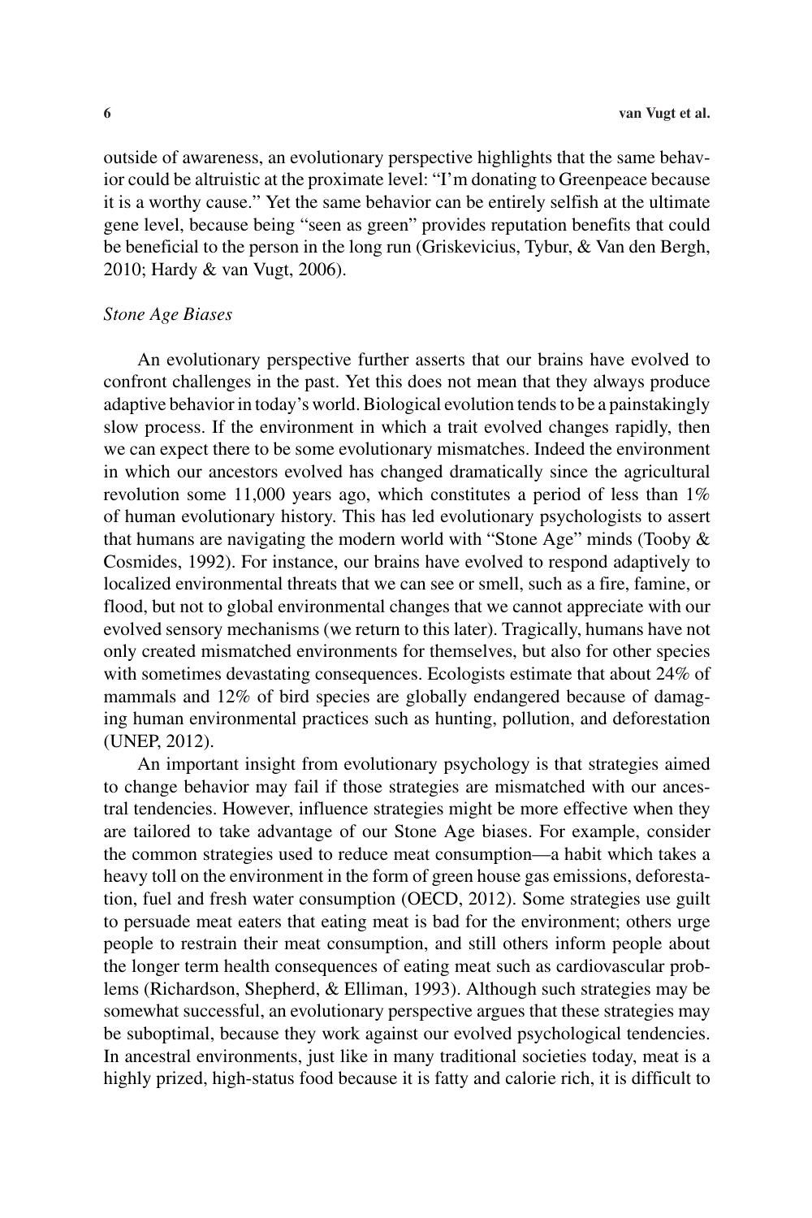outside of awareness, an evolutionary perspective highlights that the same behavior could be altruistic at the proximate level: "I'm donating to Greenpeace because it is a worthy cause." Yet the same behavior can be entirely selfish at the ultimate gene level, because being "seen as green" provides reputation benefits that could be beneficial to the person in the long run (Griskevicius, Tybur, & Van den Bergh, 2010; Hardy & van Vugt, 2006).

### *Stone Age Biases*

An evolutionary perspective further asserts that our brains have evolved to confront challenges in the past. Yet this does not mean that they always produce adaptive behavior in today's world. Biological evolution tends to be a painstakingly slow process. If the environment in which a trait evolved changes rapidly, then we can expect there to be some evolutionary mismatches. Indeed the environment in which our ancestors evolved has changed dramatically since the agricultural revolution some 11,000 years ago, which constitutes a period of less than 1% of human evolutionary history. This has led evolutionary psychologists to assert that humans are navigating the modern world with "Stone Age" minds (Tooby & Cosmides, 1992). For instance, our brains have evolved to respond adaptively to localized environmental threats that we can see or smell, such as a fire, famine, or flood, but not to global environmental changes that we cannot appreciate with our evolved sensory mechanisms (we return to this later). Tragically, humans have not only created mismatched environments for themselves, but also for other species with sometimes devastating consequences. Ecologists estimate that about 24% of mammals and 12% of bird species are globally endangered because of damaging human environmental practices such as hunting, pollution, and deforestation (UNEP, 2012).

An important insight from evolutionary psychology is that strategies aimed to change behavior may fail if those strategies are mismatched with our ancestral tendencies. However, influence strategies might be more effective when they are tailored to take advantage of our Stone Age biases. For example, consider the common strategies used to reduce meat consumption—a habit which takes a heavy toll on the environment in the form of green house gas emissions, deforestation, fuel and fresh water consumption (OECD, 2012). Some strategies use guilt to persuade meat eaters that eating meat is bad for the environment; others urge people to restrain their meat consumption, and still others inform people about the longer term health consequences of eating meat such as cardiovascular problems (Richardson, Shepherd, & Elliman, 1993). Although such strategies may be somewhat successful, an evolutionary perspective argues that these strategies may be suboptimal, because they work against our evolved psychological tendencies. In ancestral environments, just like in many traditional societies today, meat is a highly prized, high-status food because it is fatty and calorie rich, it is difficult to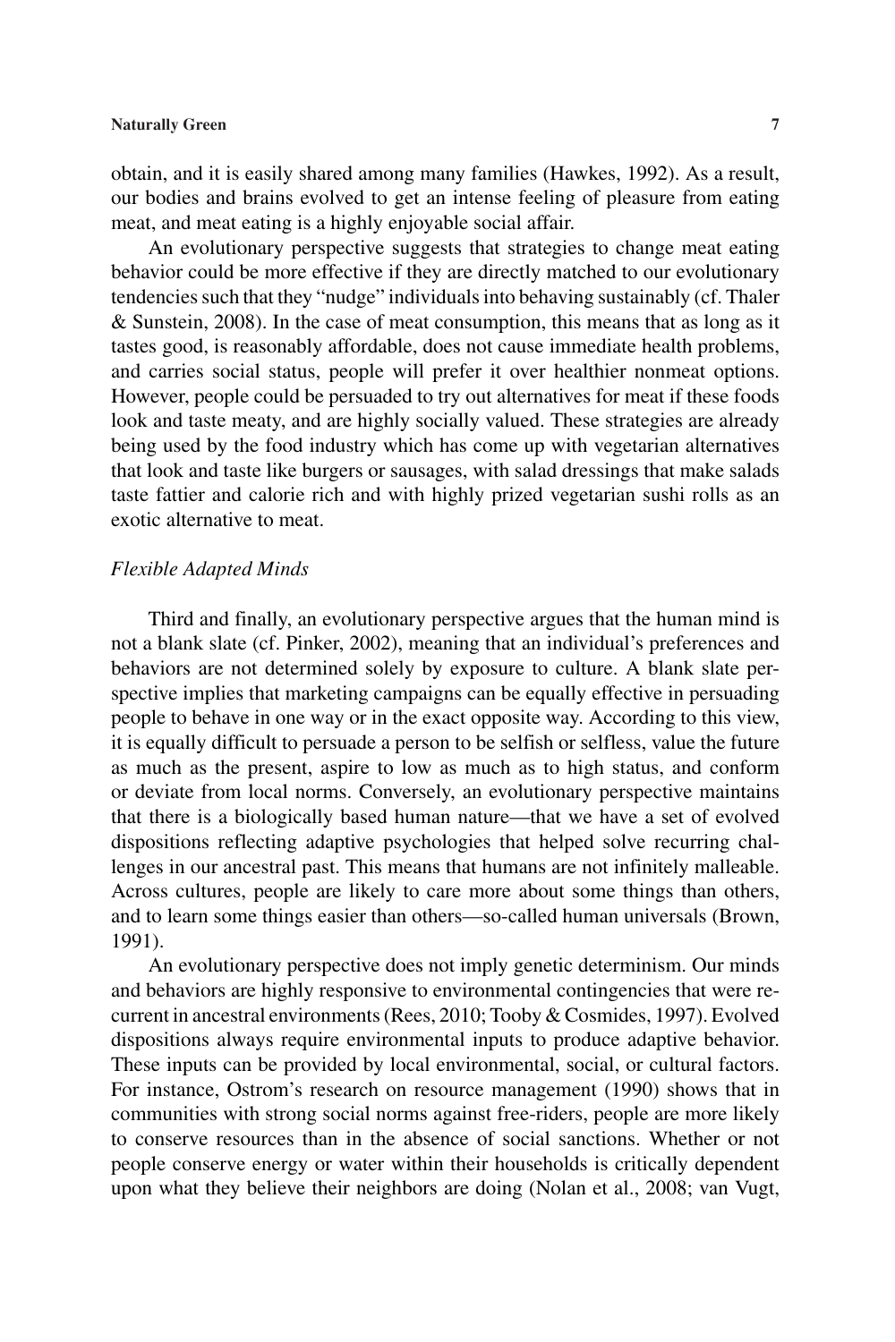obtain, and it is easily shared among many families (Hawkes, 1992). As a result, our bodies and brains evolved to get an intense feeling of pleasure from eating meat, and meat eating is a highly enjoyable social affair.

An evolutionary perspective suggests that strategies to change meat eating behavior could be more effective if they are directly matched to our evolutionary tendencies such that they "nudge" individuals into behaving sustainably (cf. Thaler & Sunstein, 2008). In the case of meat consumption, this means that as long as it tastes good, is reasonably affordable, does not cause immediate health problems, and carries social status, people will prefer it over healthier nonmeat options. However, people could be persuaded to try out alternatives for meat if these foods look and taste meaty, and are highly socially valued. These strategies are already being used by the food industry which has come up with vegetarian alternatives that look and taste like burgers or sausages, with salad dressings that make salads taste fattier and calorie rich and with highly prized vegetarian sushi rolls as an exotic alternative to meat.

### *Flexible Adapted Minds*

Third and finally, an evolutionary perspective argues that the human mind is not a blank slate (cf. Pinker, 2002), meaning that an individual's preferences and behaviors are not determined solely by exposure to culture. A blank slate perspective implies that marketing campaigns can be equally effective in persuading people to behave in one way or in the exact opposite way. According to this view, it is equally difficult to persuade a person to be selfish or selfless, value the future as much as the present, aspire to low as much as to high status, and conform or deviate from local norms. Conversely, an evolutionary perspective maintains that there is a biologically based human nature—that we have a set of evolved dispositions reflecting adaptive psychologies that helped solve recurring challenges in our ancestral past. This means that humans are not infinitely malleable. Across cultures, people are likely to care more about some things than others, and to learn some things easier than others—so-called human universals (Brown, 1991).

An evolutionary perspective does not imply genetic determinism. Our minds and behaviors are highly responsive to environmental contingencies that were recurrent in ancestral environments (Rees, 2010; Tooby & Cosmides, 1997). Evolved dispositions always require environmental inputs to produce adaptive behavior. These inputs can be provided by local environmental, social, or cultural factors. For instance, Ostrom's research on resource management (1990) shows that in communities with strong social norms against free-riders, people are more likely to conserve resources than in the absence of social sanctions. Whether or not people conserve energy or water within their households is critically dependent upon what they believe their neighbors are doing (Nolan et al., 2008; van Vugt,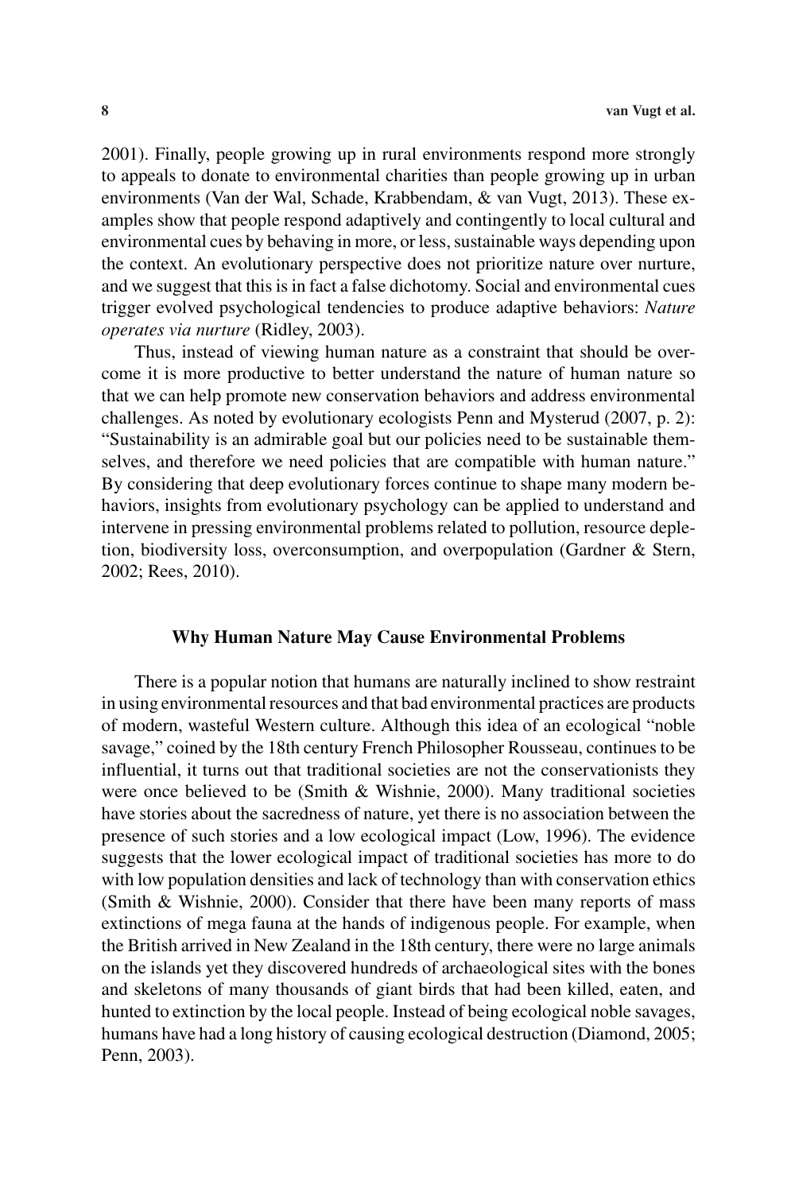2001). Finally, people growing up in rural environments respond more strongly to appeals to donate to environmental charities than people growing up in urban environments (Van der Wal, Schade, Krabbendam, & van Vugt, 2013). These examples show that people respond adaptively and contingently to local cultural and environmental cues by behaving in more, or less, sustainable ways depending upon the context. An evolutionary perspective does not prioritize nature over nurture, and we suggest that this is in fact a false dichotomy. Social and environmental cues trigger evolved psychological tendencies to produce adaptive behaviors: *Nature operates via nurture* (Ridley, 2003).

Thus, instead of viewing human nature as a constraint that should be overcome it is more productive to better understand the nature of human nature so that we can help promote new conservation behaviors and address environmental challenges. As noted by evolutionary ecologists Penn and Mysterud (2007, p. 2): "Sustainability is an admirable goal but our policies need to be sustainable themselves, and therefore we need policies that are compatible with human nature." By considering that deep evolutionary forces continue to shape many modern behaviors, insights from evolutionary psychology can be applied to understand and intervene in pressing environmental problems related to pollution, resource depletion, biodiversity loss, overconsumption, and overpopulation (Gardner & Stern, 2002; Rees, 2010).

## Why Human Nature May Cause Environmental Problems

There is a popular notion that humans are naturally inclined to show restraint in using environmental resources and that bad environmental practices are products of modern, wasteful Western culture. Although this idea of an ecological "noble savage," coined by the 18th century French Philosopher Rousseau, continues to be influential, it turns out that traditional societies are not the conservationists they were once believed to be (Smith & Wishnie, 2000). Many traditional societies have stories about the sacredness of nature, yet there is no association between the presence of such stories and a low ecological impact (Low, 1996). The evidence suggests that the lower ecological impact of traditional societies has more to do with low population densities and lack of technology than with conservation ethics (Smith & Wishnie, 2000). Consider that there have been many reports of mass extinctions of mega fauna at the hands of indigenous people. For example, when the British arrived in New Zealand in the 18th century, there were no large animals on the islands yet they discovered hundreds of archaeological sites with the bones and skeletons of many thousands of giant birds that had been killed, eaten, and hunted to extinction by the local people. Instead of being ecological noble savages, humans have had a long history of causing ecological destruction (Diamond, 2005; Penn, 2003).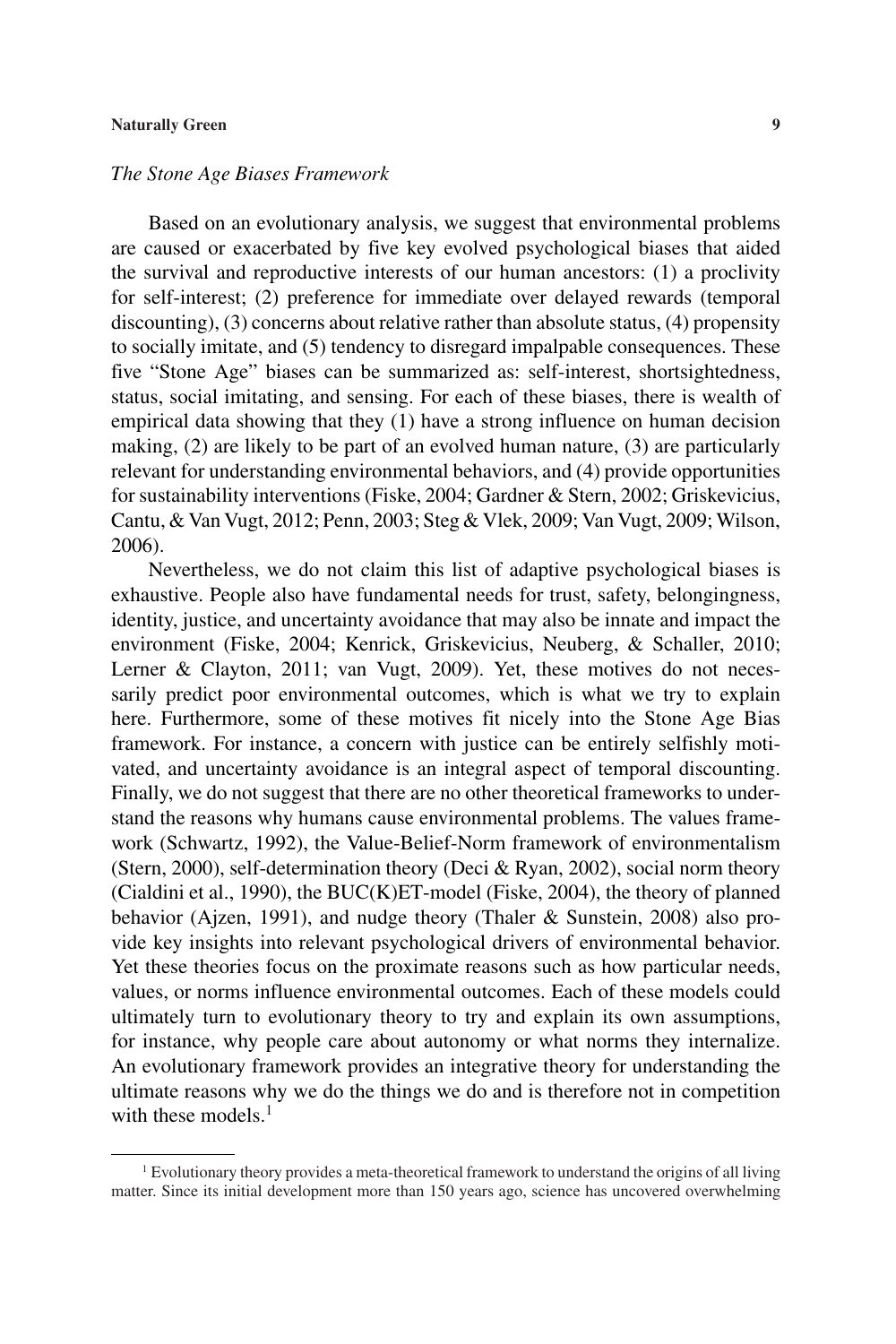### *The Stone Age Biases Framework*

Based on an evolutionary analysis, we suggest that environmental problems are caused or exacerbated by five key evolved psychological biases that aided the survival and reproductive interests of our human ancestors: (1) a proclivity for self-interest; (2) preference for immediate over delayed rewards (temporal discounting), (3) concerns about relative rather than absolute status, (4) propensity to socially imitate, and (5) tendency to disregard impalpable consequences. These five "Stone Age" biases can be summarized as: self-interest, shortsightedness, status, social imitating, and sensing. For each of these biases, there is wealth of empirical data showing that they (1) have a strong influence on human decision making, (2) are likely to be part of an evolved human nature, (3) are particularly relevant for understanding environmental behaviors, and (4) provide opportunities for sustainability interventions (Fiske, 2004; Gardner & Stern, 2002; Griskevicius, Cantu, & Van Vugt, 2012; Penn, 2003; Steg & Vlek, 2009; Van Vugt, 2009; Wilson, 2006).

Nevertheless, we do not claim this list of adaptive psychological biases is exhaustive. People also have fundamental needs for trust, safety, belongingness, identity, justice, and uncertainty avoidance that may also be innate and impact the environment (Fiske, 2004; Kenrick, Griskevicius, Neuberg, & Schaller, 2010; Lerner & Clayton, 2011; van Vugt, 2009). Yet, these motives do not necessarily predict poor environmental outcomes, which is what we try to explain here. Furthermore, some of these motives fit nicely into the Stone Age Bias framework. For instance, a concern with justice can be entirely selfishly motivated, and uncertainty avoidance is an integral aspect of temporal discounting. Finally, we do not suggest that there are no other theoretical frameworks to understand the reasons why humans cause environmental problems. The values framework (Schwartz, 1992), the Value-Belief-Norm framework of environmentalism (Stern, 2000), self-determination theory (Deci & Ryan, 2002), social norm theory (Cialdini et al., 1990), the BUC(K)ET-model (Fiske, 2004), the theory of planned behavior (Ajzen, 1991), and nudge theory (Thaler & Sunstein, 2008) also provide key insights into relevant psychological drivers of environmental behavior. Yet these theories focus on the proximate reasons such as how particular needs, values, or norms influence environmental outcomes. Each of these models could ultimately turn to evolutionary theory to try and explain its own assumptions, for instance, why people care about autonomy or what norms they internalize. An evolutionary framework provides an integrative theory for understanding the ultimate reasons why we do the things we do and is therefore not in competition with these models.[1]

[1] Evolutionary theory provides a meta-theoretical framework to understand the origins of all living matter. Since its initial development more than 150 years ago, science has uncovered overwhelming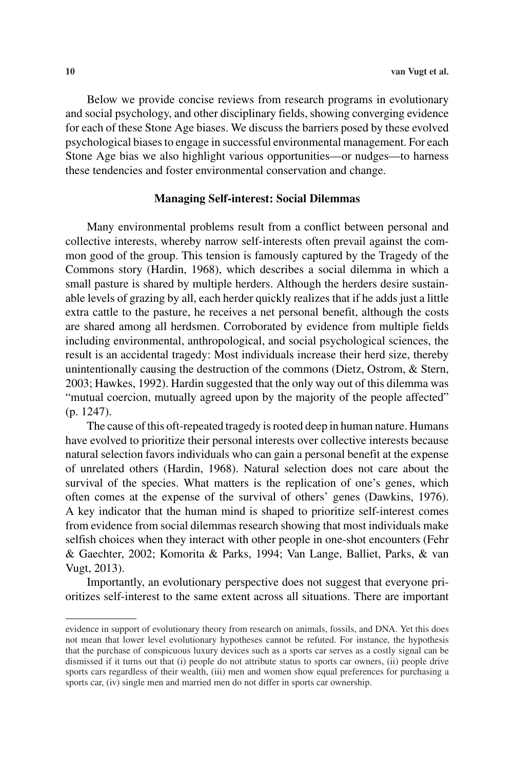Below we provide concise reviews from research programs in evolutionary and social psychology, and other disciplinary fields, showing converging evidence for each of these Stone Age biases. We discuss the barriers posed by these evolved psychological biases to engage in successful environmental management. For each Stone Age bias we also highlight various opportunities—or nudges—to harness these tendencies and foster environmental conservation and change.

## Managing Self-interest: Social Dilemmas

Many environmental problems result from a conflict between personal and collective interests, whereby narrow self-interests often prevail against the common good of the group. This tension is famously captured by the Tragedy of the Commons story (Hardin, 1968), which describes a social dilemma in which a small pasture is shared by multiple herders. Although the herders desire sustainable levels of grazing by all, each herder quickly realizes that if he adds just a little extra cattle to the pasture, he receives a net personal benefit, although the costs are shared among all herdsmen. Corroborated by evidence from multiple fields including environmental, anthropological, and social psychological sciences, the result is an accidental tragedy: Most individuals increase their herd size, thereby unintentionally causing the destruction of the commons (Dietz, Ostrom, & Stern, 2003; Hawkes, 1992). Hardin suggested that the only way out of this dilemma was "mutual coercion, mutually agreed upon by the majority of the people affected" (p. 1247).

The cause of this oft-repeated tragedy is rooted deep in human nature. Humans have evolved to prioritize their personal interests over collective interests because natural selection favors individuals who can gain a personal benefit at the expense of unrelated others (Hardin, 1968). Natural selection does not care about the survival of the species. What matters is the replication of one's genes, which often comes at the expense of the survival of others' genes (Dawkins, 1976). A key indicator that the human mind is shaped to prioritize self-interest comes from evidence from social dilemmas research showing that most individuals make selfish choices when they interact with other people in one-shot encounters (Fehr & Gaechter, 2002; Komorita & Parks, 1994; Van Lange, Balliet, Parks, & van Vugt, 2013).

Importantly, an evolutionary perspective does not suggest that everyone prioritizes self-interest to the same extent across all situations. There are important

---

evidence in support of evolutionary theory from research on animals, fossils, and DNA. Yet this does not mean that lower level evolutionary hypotheses cannot be refuted. For instance, the hypothesis that the purchase of conspicuous luxury devices such as a sports car serves as a costly signal can be dismissed if it turns out that (i) people do not attribute status to sports car owners, (ii) people drive sports cars regardless of their wealth, (iii) men and women show equal preferences for purchasing a sports car, (iv) single men and married men do not differ in sports car ownership.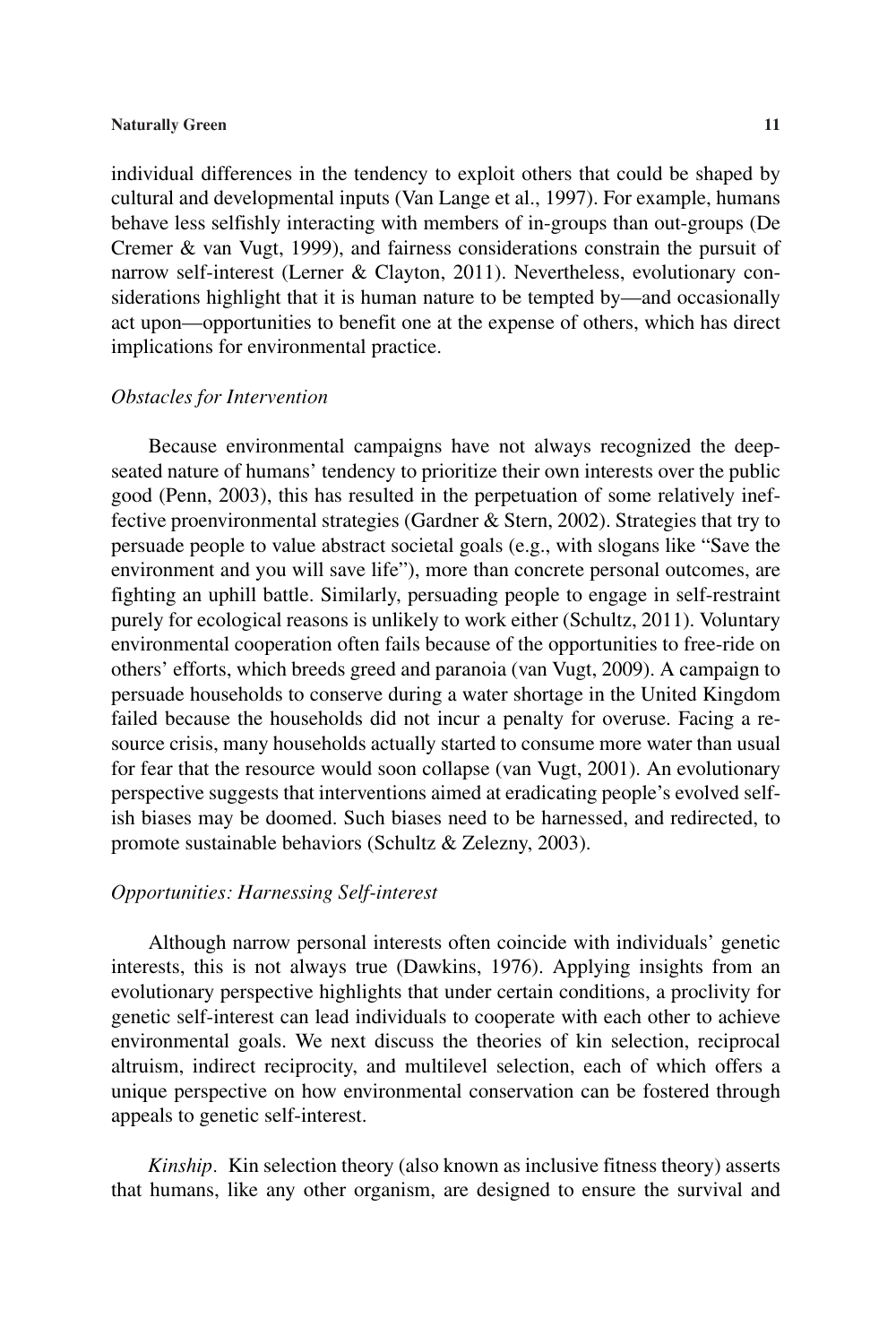individual differences in the tendency to exploit others that could be shaped by cultural and developmental inputs (Van Lange et al., 1997). For example, humans behave less selfishly interacting with members of in-groups than out-groups (De Cremer & van Vugt, 1999), and fairness considerations constrain the pursuit of narrow self-interest (Lerner & Clayton, 2011). Nevertheless, evolutionary considerations highlight that it is human nature to be tempted by—and occasionally act upon—opportunities to benefit one at the expense of others, which has direct implications for environmental practice.

### *Obstacles for Intervention*

Because environmental campaigns have not always recognized the deep-seated nature of humans' tendency to prioritize their own interests over the public good (Penn, 2003), this has resulted in the perpetuation of some relatively ineffective proenvironmental strategies (Gardner & Stern, 2002). Strategies that try to persuade people to value abstract societal goals (e.g., with slogans like "Save the environment and you will save life"), more than concrete personal outcomes, are fighting an uphill battle. Similarly, persuading people to engage in self-restraint purely for ecological reasons is unlikely to work either (Schultz, 2011). Voluntary environmental cooperation often fails because of the opportunities to free-ride on others' efforts, which breeds greed and paranoia (van Vugt, 2009). A campaign to persuade households to conserve during a water shortage in the United Kingdom failed because the households did not incur a penalty for overuse. Facing a resource crisis, many households actually started to consume more water than usual for fear that the resource would soon collapse (van Vugt, 2001). An evolutionary perspective suggests that interventions aimed at eradicating people's evolved selfish biases may be doomed. Such biases need to be harnessed, and redirected, to promote sustainable behaviors (Schultz & Zelezny, 2003).

### *Opportunities: Harnessing Self-interest*

Although narrow personal interests often coincide with individuals' genetic interests, this is not always true (Dawkins, 1976). Applying insights from an evolutionary perspective highlights that under certain conditions, a proclivity for genetic self-interest can lead individuals to cooperate with each other to achieve environmental goals. We next discuss the theories of kin selection, reciprocal altruism, indirect reciprocity, and multilevel selection, each of which offers a unique perspective on how environmental conservation can be fostered through appeals to genetic self-interest.

*Kinship*. Kin selection theory (also known as inclusive fitness theory) asserts that humans, like any other organism, are designed to ensure the survival and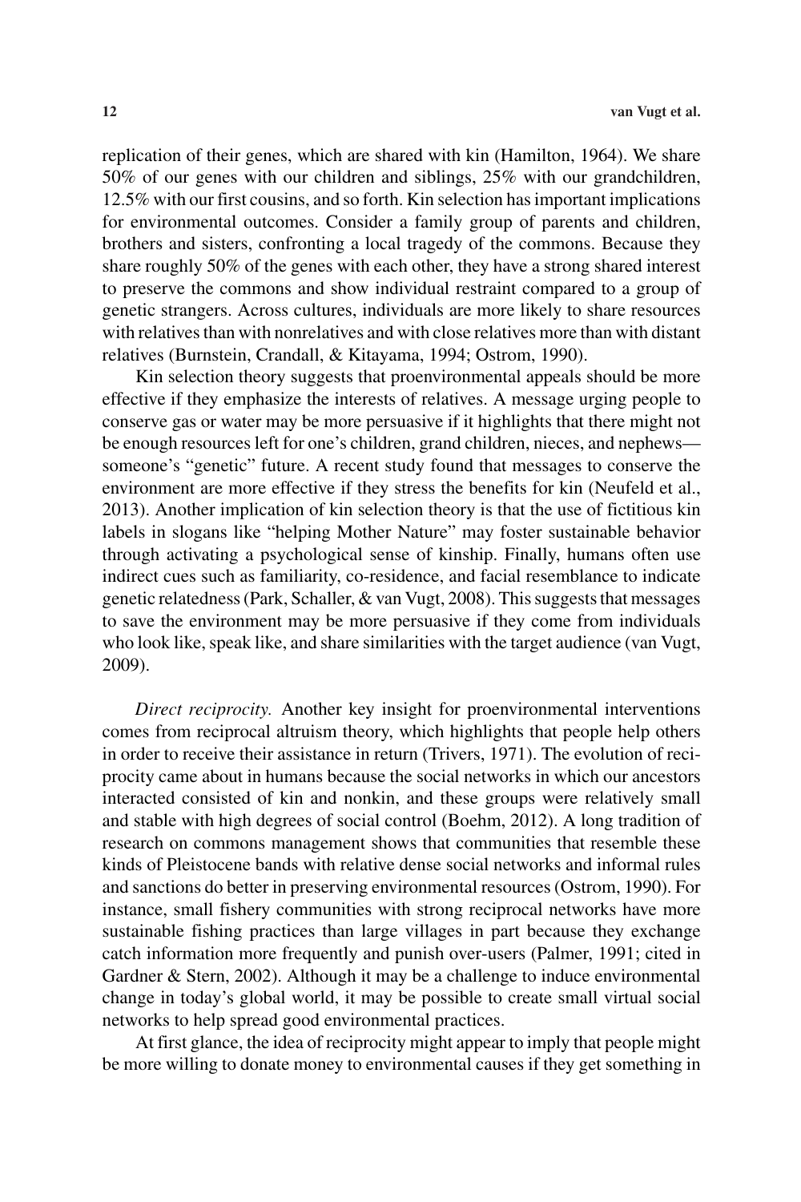replication of their genes, which are shared with kin (Hamilton, 1964). We share 50% of our genes with our children and siblings, 25% with our grandchildren, 12.5% with our first cousins, and so forth. Kin selection has important implications for environmental outcomes. Consider a family group of parents and children, brothers and sisters, confronting a local tragedy of the commons. Because they share roughly 50% of the genes with each other, they have a strong shared interest to preserve the commons and show individual restraint compared to a group of genetic strangers. Across cultures, individuals are more likely to share resources with relatives than with nonrelatives and with close relatives more than with distant relatives (Burnstein, Crandall, & Kitayama, 1994; Ostrom, 1990).

Kin selection theory suggests that proenvironmental appeals should be more effective if they emphasize the interests of relatives. A message urging people to conserve gas or water may be more persuasive if it highlights that there might not be enough resources left for one's children, grand children, nieces, and nephews—someone's "genetic" future. A recent study found that messages to conserve the environment are more effective if they stress the benefits for kin (Neufeld et al., 2013). Another implication of kin selection theory is that the use of fictitious kin labels in slogans like "helping Mother Nature" may foster sustainable behavior through activating a psychological sense of kinship. Finally, humans often use indirect cues such as familiarity, co-residence, and facial resemblance to indicate genetic relatedness (Park, Schaller, & van Vugt, 2008). This suggests that messages to save the environment may be more persuasive if they come from individuals who look like, speak like, and share similarities with the target audience (van Vugt, 2009).

*Direct reciprocity.* Another key insight for proenvironmental interventions comes from reciprocal altruism theory, which highlights that people help others in order to receive their assistance in return (Trivers, 1971). The evolution of reciprocity came about in humans because the social networks in which our ancestors interacted consisted of kin and nonkin, and these groups were relatively small and stable with high degrees of social control (Boehm, 2012). A long tradition of research on commons management shows that communities that resemble these kinds of Pleistocene bands with relative dense social networks and informal rules and sanctions do better in preserving environmental resources (Ostrom, 1990). For instance, small fishery communities with strong reciprocal networks have more sustainable fishing practices than large villages in part because they exchange catch information more frequently and punish over-users (Palmer, 1991; cited in Gardner & Stern, 2002). Although it may be a challenge to induce environmental change in today's global world, it may be possible to create small virtual social networks to help spread good environmental practices.

At first glance, the idea of reciprocity might appear to imply that people might be more willing to donate money to environmental causes if they get something in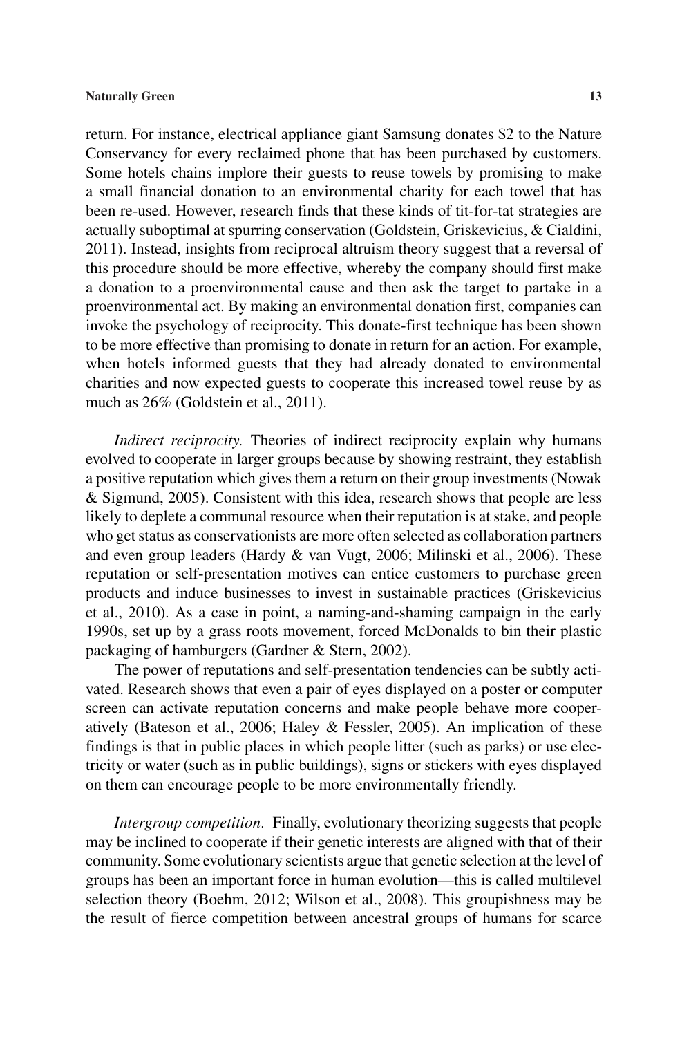return. For instance, electrical appliance giant Samsung donates $2 to the Nature Conservancy for every reclaimed phone that has been purchased by customers. Some hotels chains implore their guests to reuse towels by promising to make a small financial donation to an environmental charity for each towel that has been re-used. However, research finds that these kinds of tit-for-tat strategies are actually suboptimal at spurring conservation (Goldstein, Griskevicius, & Cialdini, 2011). Instead, insights from reciprocal altruism theory suggest that a reversal of this procedure should be more effective, whereby the company should first make a donation to a proenvironmental cause and then ask the target to partake in a proenvironmental act. By making an environmental donation first, companies can invoke the psychology of reciprocity. This donate-first technique has been shown to be more effective than promising to donate in return for an action. For example, when hotels informed guests that they had already donated to environmental charities and now expected guests to cooperate this increased towel reuse by as much as 26% (Goldstein et al., 2011).

*Indirect reciprocity.* Theories of indirect reciprocity explain why humans evolved to cooperate in larger groups because by showing restraint, they establish a positive reputation which gives them a return on their group investments (Nowak & Sigmund, 2005). Consistent with this idea, research shows that people are less likely to deplete a communal resource when their reputation is at stake, and people who get status as conservationists are more often selected as collaboration partners and even group leaders (Hardy & van Vugt, 2006; Milinski et al., 2006). These reputation or self-presentation motives can entice customers to purchase green products and induce businesses to invest in sustainable practices (Griskevicius et al., 2010). As a case in point, a naming-and-shaming campaign in the early 1990s, set up by a grass roots movement, forced McDonalds to bin their plastic packaging of hamburgers (Gardner & Stern, 2002).

The power of reputations and self-presentation tendencies can be subtly activated. Research shows that even a pair of eyes displayed on a poster or computer screen can activate reputation concerns and make people behave more cooperatively (Bateson et al., 2006; Haley & Fessler, 2005). An implication of these findings is that in public places in which people litter (such as parks) or use electricity or water (such as in public buildings), signs or stickers with eyes displayed on them can encourage people to be more environmentally friendly.

*Intergroup competition.* Finally, evolutionary theorizing suggests that people may be inclined to cooperate if their genetic interests are aligned with that of their community. Some evolutionary scientists argue that genetic selection at the level of groups has been an important force in human evolution—this is called multilevel selection theory (Boehm, 2012; Wilson et al., 2008). This groupishness may be the result of fierce competition between ancestral groups of humans for scarce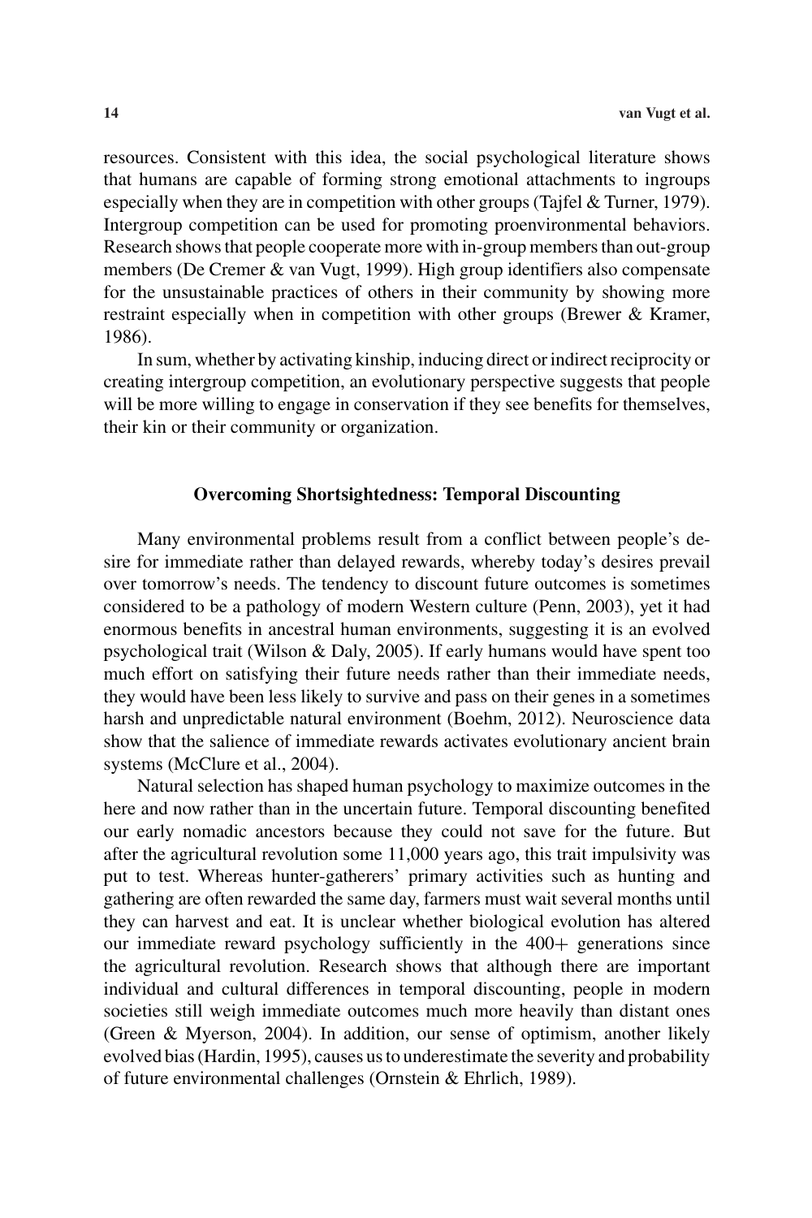resources. Consistent with this idea, the social psychological literature shows that humans are capable of forming strong emotional attachments to ingroups especially when they are in competition with other groups (Tajfel & Turner, 1979). Intergroup competition can be used for promoting proenvironmental behaviors. Research shows that people cooperate more with in-group members than out-group members (De Cremer & van Vugt, 1999). High group identifiers also compensate for the unsustainable practices of others in their community by showing more restraint especially when in competition with other groups (Brewer & Kramer, 1986).

In sum, whether by activating kinship, inducing direct or indirect reciprocity or creating intergroup competition, an evolutionary perspective suggests that people will be more willing to engage in conservation if they see benefits for themselves, their kin or their community or organization.

## Overcoming Shortsightedness: Temporal Discounting

Many environmental problems result from a conflict between people's desire for immediate rather than delayed rewards, whereby today's desires prevail over tomorrow's needs. The tendency to discount future outcomes is sometimes considered to be a pathology of modern Western culture (Penn, 2003), yet it had enormous benefits in ancestral human environments, suggesting it is an evolved psychological trait (Wilson & Daly, 2005). If early humans would have spent too much effort on satisfying their future needs rather than their immediate needs, they would have been less likely to survive and pass on their genes in a sometimes harsh and unpredictable natural environment (Boehm, 2012). Neuroscience data show that the salience of immediate rewards activates evolutionary ancient brain systems (McClure et al., 2004).

Natural selection has shaped human psychology to maximize outcomes in the here and now rather than in the uncertain future. Temporal discounting benefited our early nomadic ancestors because they could not save for the future. But after the agricultural revolution some 11,000 years ago, this trait impulsivity was put to test. Whereas hunter-gatherers' primary activities such as hunting and gathering are often rewarded the same day, farmers must wait several months until they can harvest and eat. It is unclear whether biological evolution has altered our immediate reward psychology sufficiently in the 400+ generations since the agricultural revolution. Research shows that although there are important individual and cultural differences in temporal discounting, people in modern societies still weigh immediate outcomes much more heavily than distant ones (Green & Myerson, 2004). In addition, our sense of optimism, another likely evolved bias (Hardin, 1995), causes us to underestimate the severity and probability of future environmental challenges (Ornstein & Ehrlich, 1989).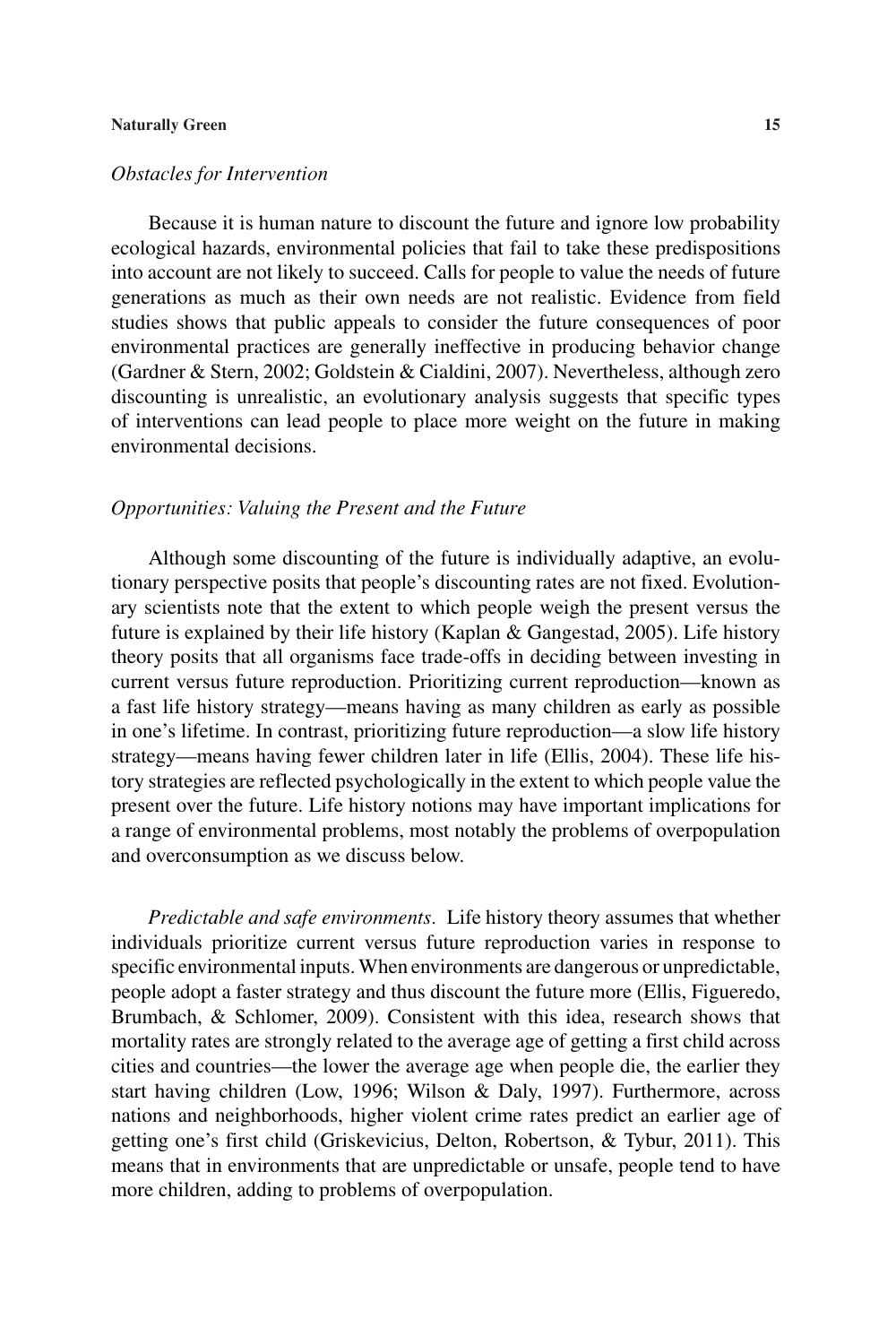*Obstacles for Intervention*

Because it is human nature to discount the future and ignore low probability ecological hazards, environmental policies that fail to take these predispositions into account are not likely to succeed. Calls for people to value the needs of future generations as much as their own needs are not realistic. Evidence from field studies shows that public appeals to consider the future consequences of poor environmental practices are generally ineffective in producing behavior change (Gardner & Stern, 2002; Goldstein & Cialdini, 2007). Nevertheless, although zero discounting is unrealistic, an evolutionary analysis suggests that specific types of interventions can lead people to place more weight on the future in making environmental decisions.

*Opportunities: Valuing the Present and the Future*

Although some discounting of the future is individually adaptive, an evolutionary perspective posits that people's discounting rates are not fixed. Evolutionary scientists note that the extent to which people weigh the present versus the future is explained by their life history (Kaplan & Gangestad, 2005). Life history theory posits that all organisms face trade-offs in deciding between investing in current versus future reproduction. Prioritizing current reproduction—known as a fast life history strategy—means having as many children as early as possible in one's lifetime. In contrast, prioritizing future reproduction—a slow life history strategy—means having fewer children later in life (Ellis, 2004). These life history strategies are reflected psychologically in the extent to which people value the present over the future. Life history notions may have important implications for a range of environmental problems, most notably the problems of overpopulation and overconsumption as we discuss below.

*Predictable and safe environments.* Life history theory assumes that whether individuals prioritize current versus future reproduction varies in response to specific environmental inputs. When environments are dangerous or unpredictable, people adopt a faster strategy and thus discount the future more (Ellis, Figueredo, Brumbach, & Schlomer, 2009). Consistent with this idea, research shows that mortality rates are strongly related to the average age of getting a first child across cities and countries—the lower the average age when people die, the earlier they start having children (Low, 1996; Wilson & Daly, 1997). Furthermore, across nations and neighborhoods, higher violent crime rates predict an earlier age of getting one's first child (Griskevicius, Delton, Robertson, & Tybur, 2011). This means that in environments that are unpredictable or unsafe, people tend to have more children, adding to problems of overpopulation.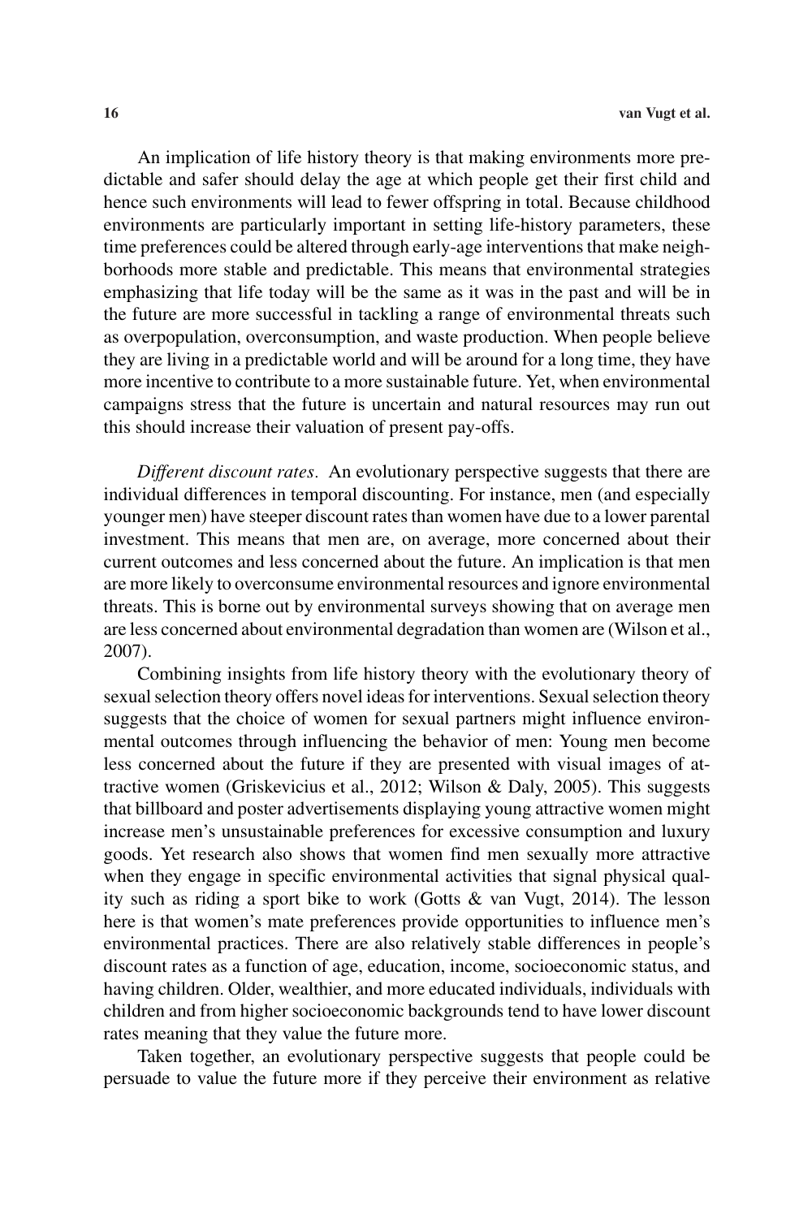An implication of life history theory is that making environments more predictable and safer should delay the age at which people get their first child and hence such environments will lead to fewer offspring in total. Because childhood environments are particularly important in setting life-history parameters, these time preferences could be altered through early-age interventions that make neighborhoods more stable and predictable. This means that environmental strategies emphasizing that life today will be the same as it was in the past and will be in the future are more successful in tackling a range of environmental threats such as overpopulation, overconsumption, and waste production. When people believe they are living in a predictable world and will be around for a long time, they have more incentive to contribute to a more sustainable future. Yet, when environmental campaigns stress that the future is uncertain and natural resources may run out this should increase their valuation of present pay-offs.

*Different discount rates*. An evolutionary perspective suggests that there are individual differences in temporal discounting. For instance, men (and especially younger men) have steeper discount rates than women have due to a lower parental investment. This means that men are, on average, more concerned about their current outcomes and less concerned about the future. An implication is that men are more likely to overconsume environmental resources and ignore environmental threats. This is borne out by environmental surveys showing that on average men are less concerned about environmental degradation than women are (Wilson et al., 2007).

Combining insights from life history theory with the evolutionary theory of sexual selection theory offers novel ideas for interventions. Sexual selection theory suggests that the choice of women for sexual partners might influence environmental outcomes through influencing the behavior of men: Young men become less concerned about the future if they are presented with visual images of attractive women (Griskevicius et al., 2012; Wilson & Daly, 2005). This suggests that billboard and poster advertisements displaying young attractive women might increase men's unsustainable preferences for excessive consumption and luxury goods. Yet research also shows that women find men sexually more attractive when they engage in specific environmental activities that signal physical quality such as riding a sport bike to work (Gotts & van Vugt, 2014). The lesson here is that women's mate preferences provide opportunities to influence men's environmental practices. There are also relatively stable differences in people's discount rates as a function of age, education, income, socioeconomic status, and having children. Older, wealthier, and more educated individuals, individuals with children and from higher socioeconomic backgrounds tend to have lower discount rates meaning that they value the future more.

Taken together, an evolutionary perspective suggests that people could be persuade to value the future more if they perceive their environment as relative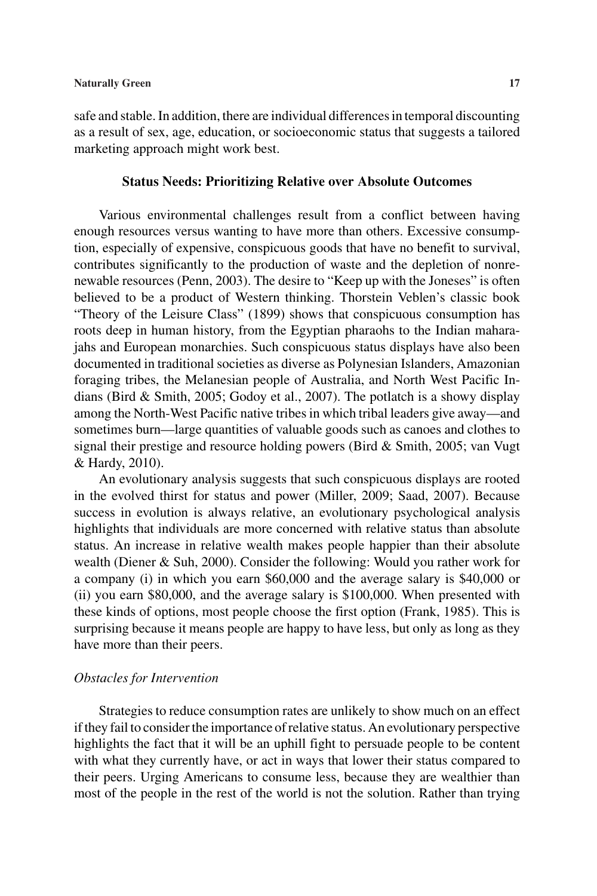safe and stable. In addition, there are individual differences in temporal discounting as a result of sex, age, education, or socioeconomic status that suggests a tailored marketing approach might work best.

### Status Needs: Prioritizing Relative over Absolute Outcomes

Various environmental challenges result from a conflict between having enough resources versus wanting to have more than others. Excessive consumption, especially of expensive, conspicuous goods that have no benefit to survival, contributes significantly to the production of waste and the depletion of nonrenewable resources (Penn, 2003). The desire to "Keep up with the Joneses" is often believed to be a product of Western thinking. Thorstein Veblen's classic book "Theory of the Leisure Class" (1899) shows that conspicuous consumption has roots deep in human history, from the Egyptian pharaohs to the Indian maharajahs and European monarchies. Such conspicuous status displays have also been documented in traditional societies as diverse as Polynesian Islanders, Amazonian foraging tribes, the Melanesian people of Australia, and North West Pacific Indians (Bird & Smith, 2005; Godoy et al., 2007). The potlatch is a showy display among the North-West Pacific native tribes in which tribal leaders give away—and sometimes burn—large quantities of valuable goods such as canoes and clothes to signal their prestige and resource holding powers (Bird & Smith, 2005; van Vugt & Hardy, 2010).

An evolutionary analysis suggests that such conspicuous displays are rooted in the evolved thirst for status and power (Miller, 2009; Saad, 2007). Because success in evolution is always relative, an evolutionary psychological analysis highlights that individuals are more concerned with relative status than absolute status. An increase in relative wealth makes people happier than their absolute wealth (Diener & Suh, 2000). Consider the following: Would you rather work for a company (i) in which you earn $60,000 and the average salary is $40,000 or (ii) you earn $80,000, and the average salary is $100,000. When presented with these kinds of options, most people choose the first option (Frank, 1985). This is surprising because it means people are happy to have less, but only as long as they have more than their peers.

#### *Obstacles for Intervention*

Strategies to reduce consumption rates are unlikely to show much on an effect if they fail to consider the importance of relative status. An evolutionary perspective highlights the fact that it will be an uphill fight to persuade people to be content with what they currently have, or act in ways that lower their status compared to their peers. Urging Americans to consume less, because they are wealthier than most of the people in the rest of the world is not the solution. Rather than trying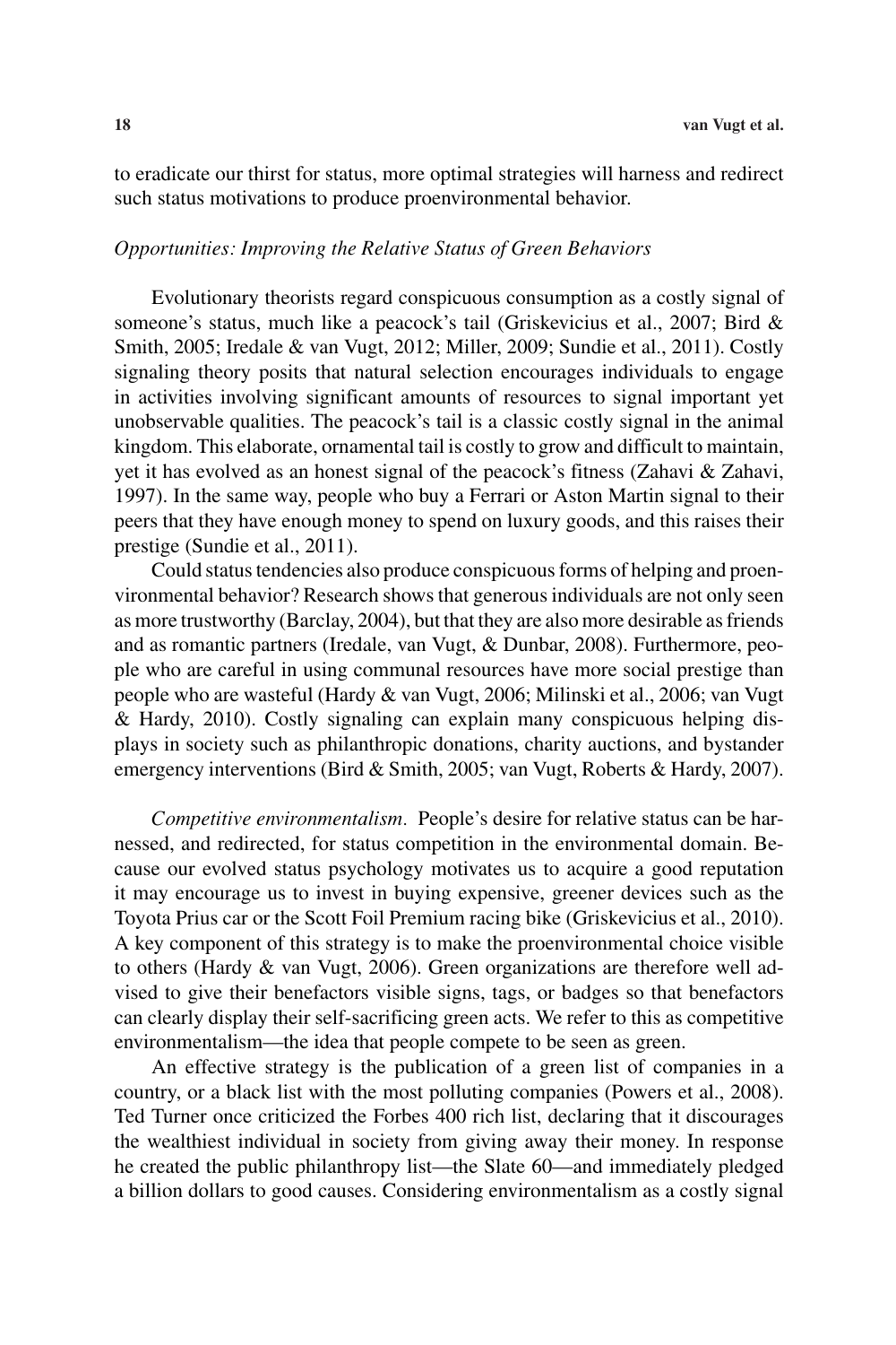to eradicate our thirst for status, more optimal strategies will harness and redirect such status motivations to produce proenvironmental behavior.

### *Opportunities: Improving the Relative Status of Green Behaviors*

Evolutionary theorists regard conspicuous consumption as a costly signal of someone's status, much like a peacock's tail (Griskevicius et al., 2007; Bird & Smith, 2005; Iredale & van Vugt, 2012; Miller, 2009; Sundie et al., 2011). Costly signaling theory posits that natural selection encourages individuals to engage in activities involving significant amounts of resources to signal important yet unobservable qualities. The peacock's tail is a classic costly signal in the animal kingdom. This elaborate, ornamental tail is costly to grow and difficult to maintain, yet it has evolved as an honest signal of the peacock's fitness (Zahavi & Zahavi, 1997). In the same way, people who buy a Ferrari or Aston Martin signal to their peers that they have enough money to spend on luxury goods, and this raises their prestige (Sundie et al., 2011).

Could status tendencies also produce conspicuous forms of helping and proenvironmental behavior? Research shows that generous individuals are not only seen as more trustworthy (Barclay, 2004), but that they are also more desirable as friends and as romantic partners (Iredale, van Vugt, & Dunbar, 2008). Furthermore, people who are careful in using communal resources have more social prestige than people who are wasteful (Hardy & van Vugt, 2006; Milinski et al., 2006; van Vugt & Hardy, 2010). Costly signaling can explain many conspicuous helping displays in society such as philanthropic donations, charity auctions, and bystander emergency interventions (Bird & Smith, 2005; van Vugt, Roberts & Hardy, 2007).

*Competitive environmentalism.* People's desire for relative status can be harnessed, and redirected, for status competition in the environmental domain. Because our evolved status psychology motivates us to acquire a good reputation it may encourage us to invest in buying expensive, greener devices such as the Toyota Prius car or the Scott Foil Premium racing bike (Griskevicius et al., 2010). A key component of this strategy is to make the proenvironmental choice visible to others (Hardy & van Vugt, 2006). Green organizations are therefore well advised to give their benefactors visible signs, tags, or badges so that benefactors can clearly display their self-sacrificing green acts. We refer to this as competitive environmentalism—the idea that people compete to be seen as green.

An effective strategy is the publication of a green list of companies in a country, or a black list with the most polluting companies (Powers et al., 2008). Ted Turner once criticized the Forbes 400 rich list, declaring that it discourages the wealthiest individual in society from giving away their money. In response he created the public philanthropy list—the Slate 60—and immediately pledged a billion dollars to good causes. Considering environmentalism as a costly signal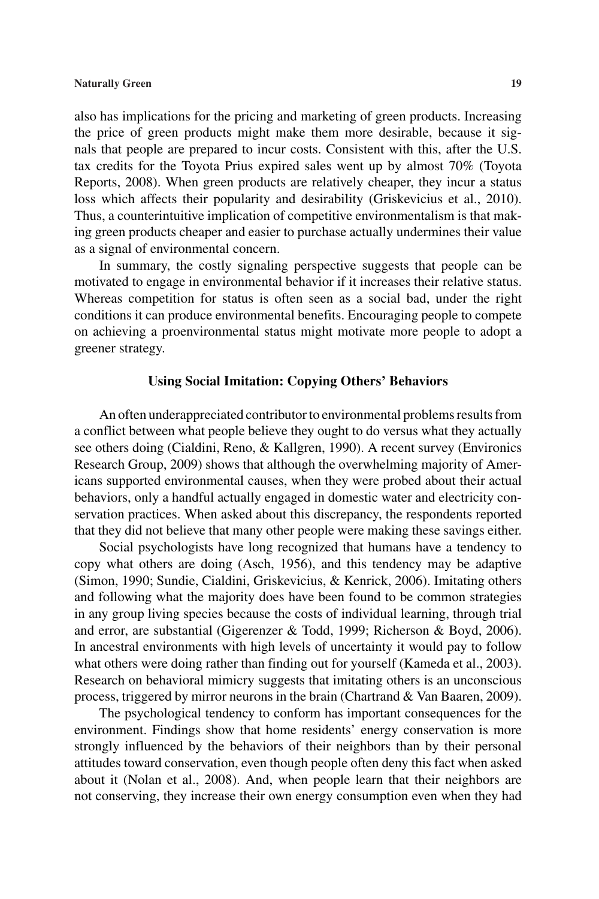also has implications for the pricing and marketing of green products. Increasing the price of green products might make them more desirable, because it signals that people are prepared to incur costs. Consistent with this, after the U.S. tax credits for the Toyota Prius expired sales went up by almost 70% (Toyota Reports, 2008). When green products are relatively cheaper, they incur a status loss which affects their popularity and desirability (Griskevicius et al., 2010). Thus, a counterintuitive implication of competitive environmentalism is that making green products cheaper and easier to purchase actually undermines their value as a signal of environmental concern.

In summary, the costly signaling perspective suggests that people can be motivated to engage in environmental behavior if it increases their relative status. Whereas competition for status is often seen as a social bad, under the right conditions it can produce environmental benefits. Encouraging people to compete on achieving a proenvironmental status might motivate more people to adopt a greener strategy.

## Using Social Imitation: Copying Others' Behaviors

An often underappreciated contributor to environmental problems results from a conflict between what people believe they ought to do versus what they actually see others doing (Cialdini, Reno, & Kallgren, 1990). A recent survey (Environics Research Group, 2009) shows that although the overwhelming majority of Americans supported environmental causes, when they were probed about their actual behaviors, only a handful actually engaged in domestic water and electricity conservation practices. When asked about this discrepancy, the respondents reported that they did not believe that many other people were making these savings either.

Social psychologists have long recognized that humans have a tendency to copy what others are doing (Asch, 1956), and this tendency may be adaptive (Simon, 1990; Sundie, Cialdini, Griskevicius, & Kenrick, 2006). Imitating others and following what the majority does have been found to be common strategies in any group living species because the costs of individual learning, through trial and error, are substantial (Gigerenzer & Todd, 1999; Richerson & Boyd, 2006). In ancestral environments with high levels of uncertainty it would pay to follow what others were doing rather than finding out for yourself (Kameda et al., 2003). Research on behavioral mimicry suggests that imitating others is an unconscious process, triggered by mirror neurons in the brain (Chartrand & Van Baaren, 2009).

The psychological tendency to conform has important consequences for the environment. Findings show that home residents' energy conservation is more strongly influenced by the behaviors of their neighbors than by their personal attitudes toward conservation, even though people often deny this fact when asked about it (Nolan et al., 2008). And, when people learn that their neighbors are not conserving, they increase their own energy consumption even when they had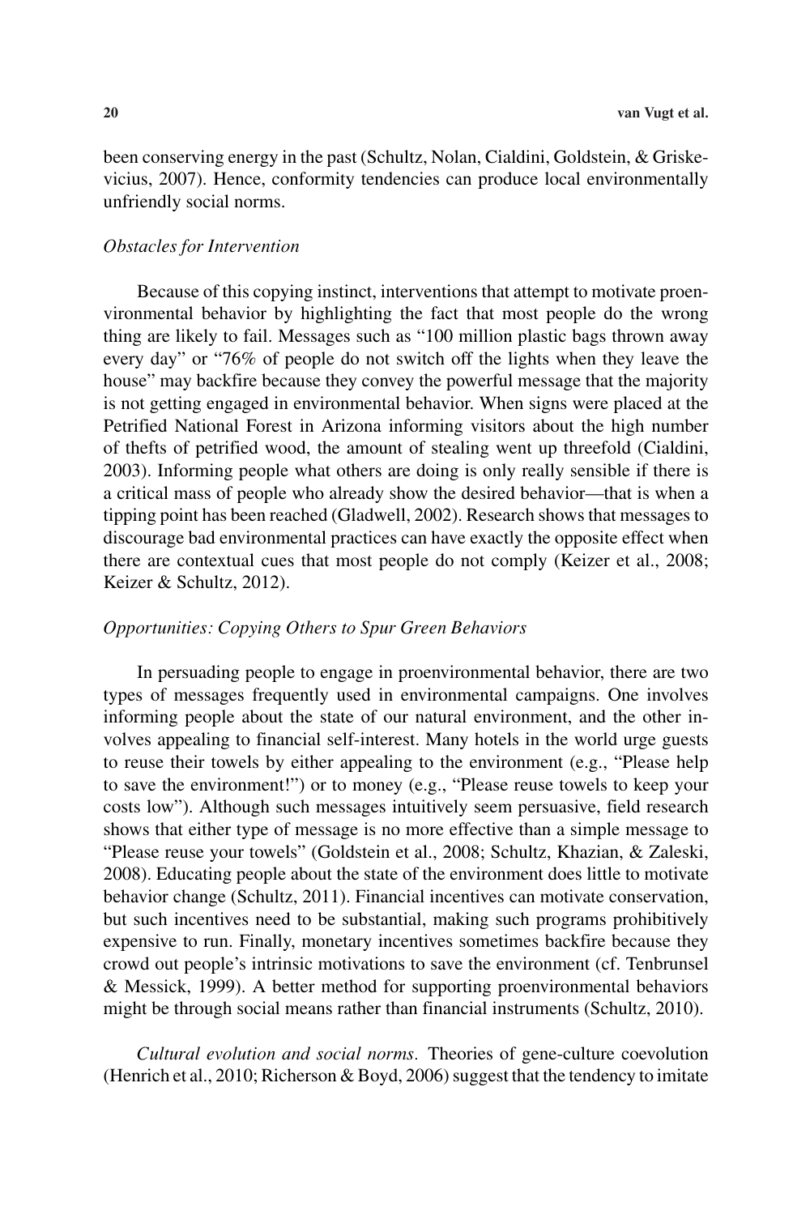been conserving energy in the past (Schultz, Nolan, Cialdini, Goldstein, & Griskevicius, 2007). Hence, conformity tendencies can produce local environmentally unfriendly social norms.

*Obstacles for Intervention*

Because of this copying instinct, interventions that attempt to motivate proenvironmental behavior by highlighting the fact that most people do the wrong thing are likely to fail. Messages such as "100 million plastic bags thrown away every day" or "76% of people do not switch off the lights when they leave the house" may backfire because they convey the powerful message that the majority is not getting engaged in environmental behavior. When signs were placed at the Petrified National Forest in Arizona informing visitors about the high number of thefts of petrified wood, the amount of stealing went up threefold (Cialdini, 2003). Informing people what others are doing is only really sensible if there is a critical mass of people who already show the desired behavior—that is when a tipping point has been reached (Gladwell, 2002). Research shows that messages to discourage bad environmental practices can have exactly the opposite effect when there are contextual cues that most people do not comply (Keizer et al., 2008; Keizer & Schultz, 2012).

*Opportunities: Copying Others to Spur Green Behaviors*

In persuading people to engage in proenvironmental behavior, there are two types of messages frequently used in environmental campaigns. One involves informing people about the state of our natural environment, and the other involves appealing to financial self-interest. Many hotels in the world urge guests to reuse their towels by either appealing to the environment (e.g., "Please help to save the environment!") or to money (e.g., "Please reuse towels to keep your costs low"). Although such messages intuitively seem persuasive, field research shows that either type of message is no more effective than a simple message to "Please reuse your towels" (Goldstein et al., 2008; Schultz, Khazian, & Zaleski, 2008). Educating people about the state of the environment does little to motivate behavior change (Schultz, 2011). Financial incentives can motivate conservation, but such incentives need to be substantial, making such programs prohibitively expensive to run. Finally, monetary incentives sometimes backfire because they crowd out people's intrinsic motivations to save the environment (cf. Tenbrunsel & Messick, 1999). A better method for supporting proenvironmental behaviors might be through social means rather than financial instruments (Schultz, 2010).

*Cultural evolution and social norms.* Theories of gene-culture coevolution (Henrich et al., 2010; Richerson & Boyd, 2006) suggest that the tendency to imitate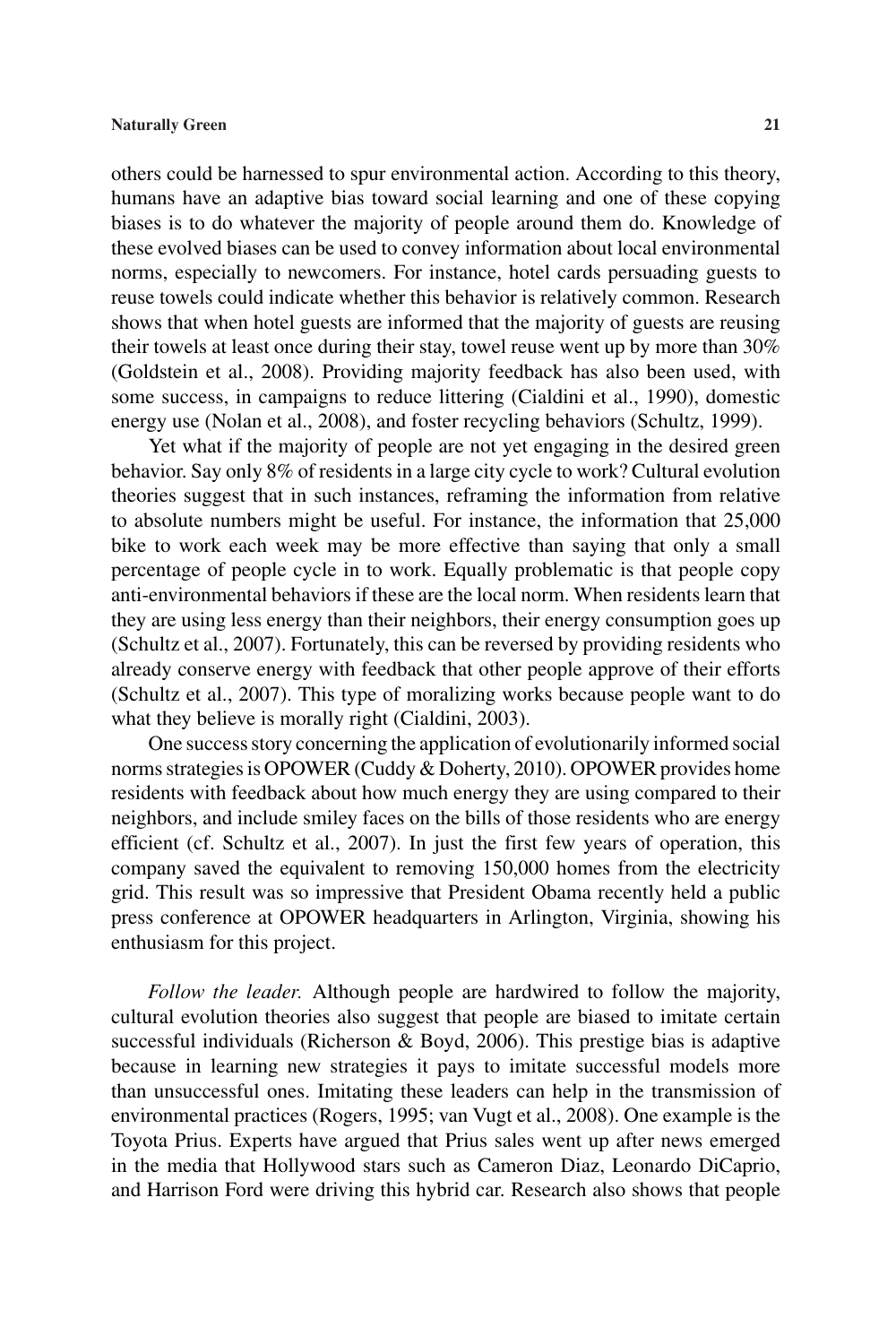others could be harnessed to spur environmental action. According to this theory, humans have an adaptive bias toward social learning and one of these copying biases is to do whatever the majority of people around them do. Knowledge of these evolved biases can be used to convey information about local environmental norms, especially to newcomers. For instance, hotel cards persuading guests to reuse towels could indicate whether this behavior is relatively common. Research shows that when hotel guests are informed that the majority of guests are reusing their towels at least once during their stay, towel reuse went up by more than 30% (Goldstein et al., 2008). Providing majority feedback has also been used, with some success, in campaigns to reduce littering (Cialdini et al., 1990), domestic energy use (Nolan et al., 2008), and foster recycling behaviors (Schultz, 1999).

Yet what if the majority of people are not yet engaging in the desired green behavior. Say only 8% of residents in a large city cycle to work? Cultural evolution theories suggest that in such instances, reframing the information from relative to absolute numbers might be useful. For instance, the information that 25,000 bike to work each week may be more effective than saying that only a small percentage of people cycle in to work. Equally problematic is that people copy anti-environmental behaviors if these are the local norm. When residents learn that they are using less energy than their neighbors, their energy consumption goes up (Schultz et al., 2007). Fortunately, this can be reversed by providing residents who already conserve energy with feedback that other people approve of their efforts (Schultz et al., 2007). This type of moralizing works because people want to do what they believe is morally right (Cialdini, 2003).

One success story concerning the application of evolutionarily informed social norms strategies is OPOWER (Cuddy & Doherty, 2010). OPOWER provides home residents with feedback about how much energy they are using compared to their neighbors, and include smiley faces on the bills of those residents who are energy efficient (cf. Schultz et al., 2007). In just the first few years of operation, this company saved the equivalent to removing 150,000 homes from the electricity grid. This result was so impressive that President Obama recently held a public press conference at OPOWER headquarters in Arlington, Virginia, showing his enthusiasm for this project.

*Follow the leader.* Although people are hardwired to follow the majority, cultural evolution theories also suggest that people are biased to imitate certain successful individuals (Richerson & Boyd, 2006). This prestige bias is adaptive because in learning new strategies it pays to imitate successful models more than unsuccessful ones. Imitating these leaders can help in the transmission of environmental practices (Rogers, 1995; van Vugt et al., 2008). One example is the Toyota Prius. Experts have argued that Prius sales went up after news emerged in the media that Hollywood stars such as Cameron Diaz, Leonardo DiCaprio, and Harrison Ford were driving this hybrid car. Research also shows that people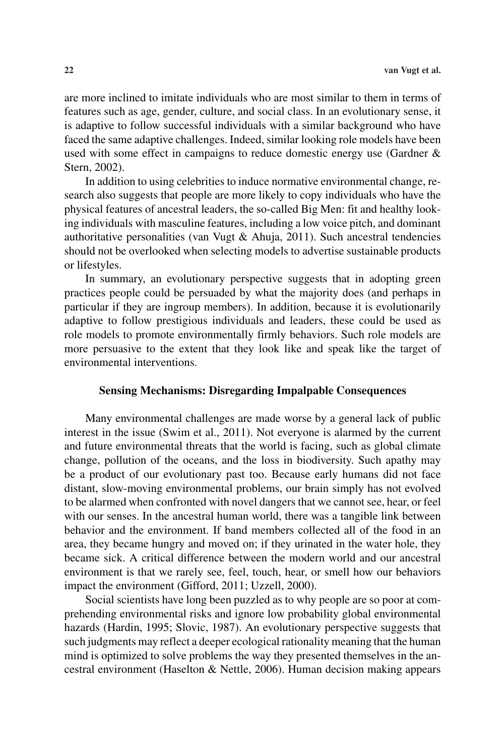are more inclined to imitate individuals who are most similar to them in terms of features such as age, gender, culture, and social class. In an evolutionary sense, it is adaptive to follow successful individuals with a similar background who have faced the same adaptive challenges. Indeed, similar looking role models have been used with some effect in campaigns to reduce domestic energy use (Gardner & Stern, 2002).

In addition to using celebrities to induce normative environmental change, research also suggests that people are more likely to copy individuals who have the physical features of ancestral leaders, the so-called Big Men: fit and healthy looking individuals with masculine features, including a low voice pitch, and dominant authoritative personalities (van Vugt & Ahuja, 2011). Such ancestral tendencies should not be overlooked when selecting models to advertise sustainable products or lifestyles.

In summary, an evolutionary perspective suggests that in adopting green practices people could be persuaded by what the majority does (and perhaps in particular if they are ingroup members). In addition, because it is evolutionarily adaptive to follow prestigious individuals and leaders, these could be used as role models to promote environmentally firmly behaviors. Such role models are more persuasive to the extent that they look like and speak like the target of environmental interventions.

## Sensing Mechanisms: Disregarding Impalpable Consequences

Many environmental challenges are made worse by a general lack of public interest in the issue (Swim et al., 2011). Not everyone is alarmed by the current and future environmental threats that the world is facing, such as global climate change, pollution of the oceans, and the loss in biodiversity. Such apathy may be a product of our evolutionary past too. Because early humans did not face distant, slow-moving environmental problems, our brain simply has not evolved to be alarmed when confronted with novel dangers that we cannot see, hear, or feel with our senses. In the ancestral human world, there was a tangible link between behavior and the environment. If band members collected all of the food in an area, they became hungry and moved on; if they urinated in the water hole, they became sick. A critical difference between the modern world and our ancestral environment is that we rarely see, feel, touch, hear, or smell how our behaviors impact the environment (Gifford, 2011; Uzzell, 2000).

Social scientists have long been puzzled as to why people are so poor at comprehending environmental risks and ignore low probability global environmental hazards (Hardin, 1995; Slovic, 1987). An evolutionary perspective suggests that such judgments may reflect a deeper ecological rationality meaning that the human mind is optimized to solve problems the way they presented themselves in the ancestral environment (Haselton & Nettle, 2006). Human decision making appears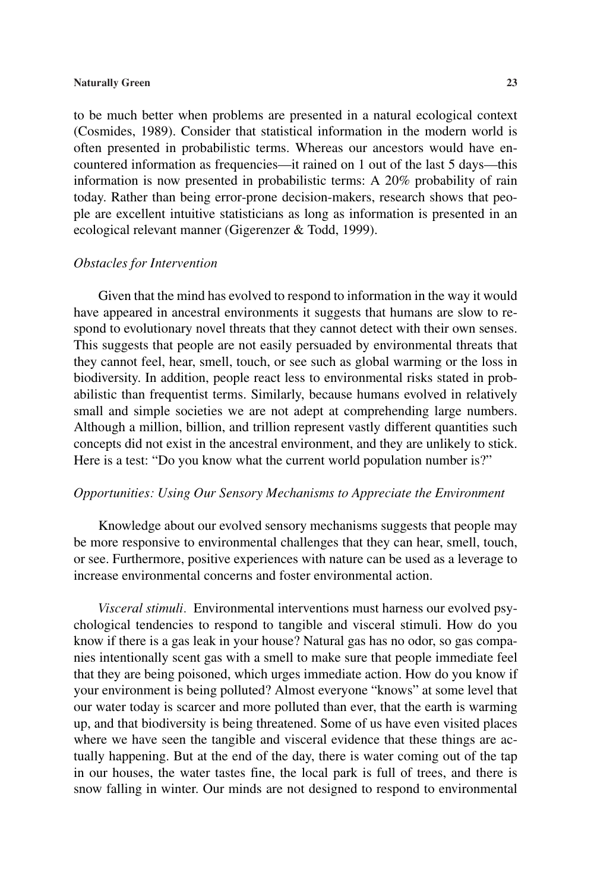to be much better when problems are presented in a natural ecological context (Cosmides, 1989). Consider that statistical information in the modern world is often presented in probabilistic terms. Whereas our ancestors would have encountered information as frequencies—it rained on 1 out of the last 5 days—this information is now presented in probabilistic terms: A 20% probability of rain today. Rather than being error-prone decision-makers, research shows that people are excellent intuitive statisticians as long as information is presented in an ecological relevant manner (Gigerenzer & Todd, 1999).

*Obstacles for Intervention*

Given that the mind has evolved to respond to information in the way it would have appeared in ancestral environments it suggests that humans are slow to respond to evolutionary novel threats that they cannot detect with their own senses. This suggests that people are not easily persuaded by environmental threats that they cannot feel, hear, smell, touch, or see such as global warming or the loss in biodiversity. In addition, people react less to environmental risks stated in probabilistic than frequentist terms. Similarly, because humans evolved in relatively small and simple societies we are not adept at comprehending large numbers. Although a million, billion, and trillion represent vastly different quantities such concepts did not exist in the ancestral environment, and they are unlikely to stick. Here is a test: "Do you know what the current world population number is?"

*Opportunities: Using Our Sensory Mechanisms to Appreciate the Environment*

Knowledge about our evolved sensory mechanisms suggests that people may be more responsive to environmental challenges that they can hear, smell, touch, or see. Furthermore, positive experiences with nature can be used as a leverage to increase environmental concerns and foster environmental action.

*Visceral stimuli*. Environmental interventions must harness our evolved psychological tendencies to respond to tangible and visceral stimuli. How do you know if there is a gas leak in your house? Natural gas has no odor, so gas companies intentionally scent gas with a smell to make sure that people immediate feel that they are being poisoned, which urges immediate action. How do you know if your environment is being polluted? Almost everyone "knows" at some level that our water today is scarcer and more polluted than ever, that the earth is warming up, and that biodiversity is being threatened. Some of us have even visited places where we have seen the tangible and visceral evidence that these things are actually happening. But at the end of the day, there is water coming out of the tap in our houses, the water tastes fine, the local park is full of trees, and there is snow falling in winter. Our minds are not designed to respond to environmental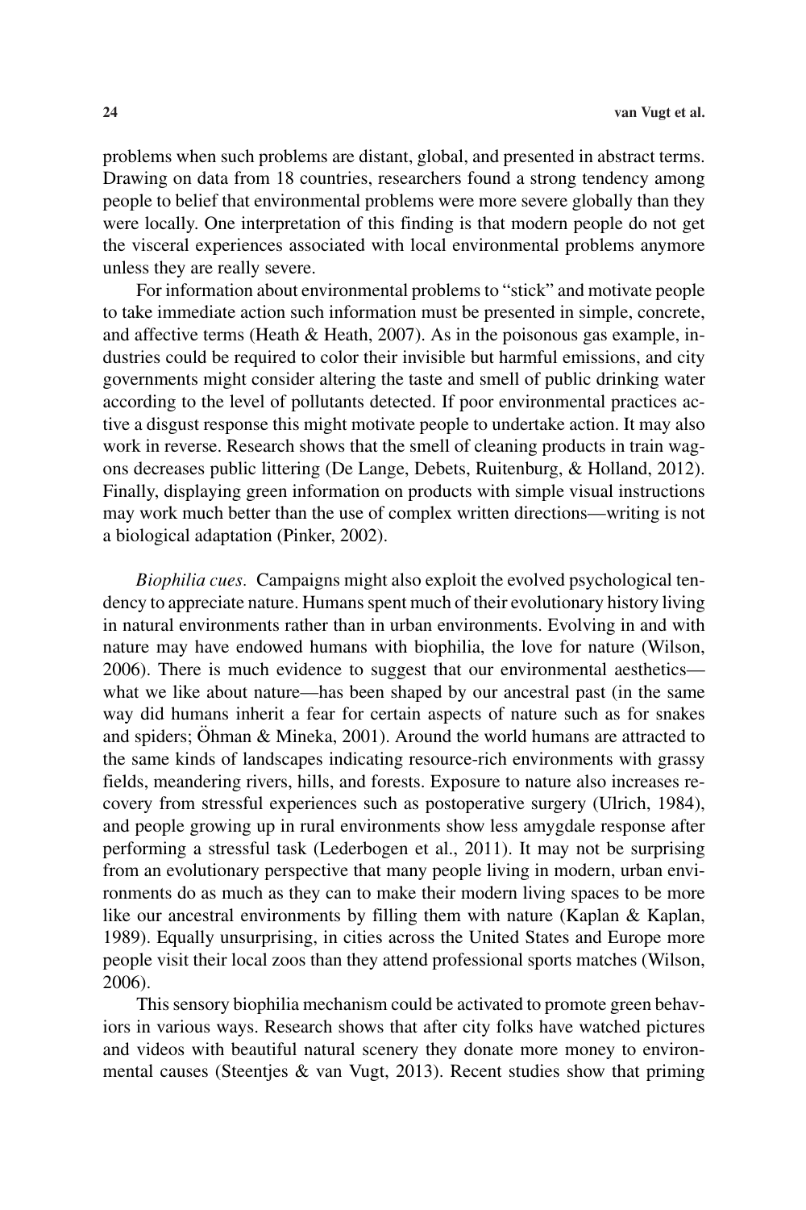problems when such problems are distant, global, and presented in abstract terms. Drawing on data from 18 countries, researchers found a strong tendency among people to belief that environmental problems were more severe globally than they were locally. One interpretation of this finding is that modern people do not get the visceral experiences associated with local environmental problems anymore unless they are really severe.

For information about environmental problems to "stick" and motivate people to take immediate action such information must be presented in simple, concrete, and affective terms (Heath & Heath, 2007). As in the poisonous gas example, industries could be required to color their invisible but harmful emissions, and city governments might consider altering the taste and smell of public drinking water according to the level of pollutants detected. If poor environmental practices active a disgust response this might motivate people to undertake action. It may also work in reverse. Research shows that the smell of cleaning products in train wagons decreases public littering (De Lange, Debets, Ruitenburg, & Holland, 2012). Finally, displaying green information on products with simple visual instructions may work much better than the use of complex written directions—writing is not a biological adaptation (Pinker, 2002).

*Biophilia cues.* Campaigns might also exploit the evolved psychological tendency to appreciate nature. Humans spent much of their evolutionary history living in natural environments rather than in urban environments. Evolving in and with nature may have endowed humans with biophilia, the love for nature (Wilson, 2006). There is much evidence to suggest that our environmental aesthetics—what we like about nature—has been shaped by our ancestral past (in the same way did humans inherit a fear for certain aspects of nature such as for snakes and spiders; Öhman & Mineka, 2001). Around the world humans are attracted to the same kinds of landscapes indicating resource-rich environments with grassy fields, meandering rivers, hills, and forests. Exposure to nature also increases recovery from stressful experiences such as postoperative surgery (Ulrich, 1984), and people growing up in rural environments show less amygdale response after performing a stressful task (Lederbogen et al., 2011). It may not be surprising from an evolutionary perspective that many people living in modern, urban environments do as much as they can to make their modern living spaces to be more like our ancestral environments by filling them with nature (Kaplan & Kaplan, 1989). Equally unsurprising, in cities across the United States and Europe more people visit their local zoos than they attend professional sports matches (Wilson, 2006).

This sensory biophilia mechanism could be activated to promote green behaviors in various ways. Research shows that after city folks have watched pictures and videos with beautiful natural scenery they donate more money to environmental causes (Steentjes & van Vugt, 2013). Recent studies show that priming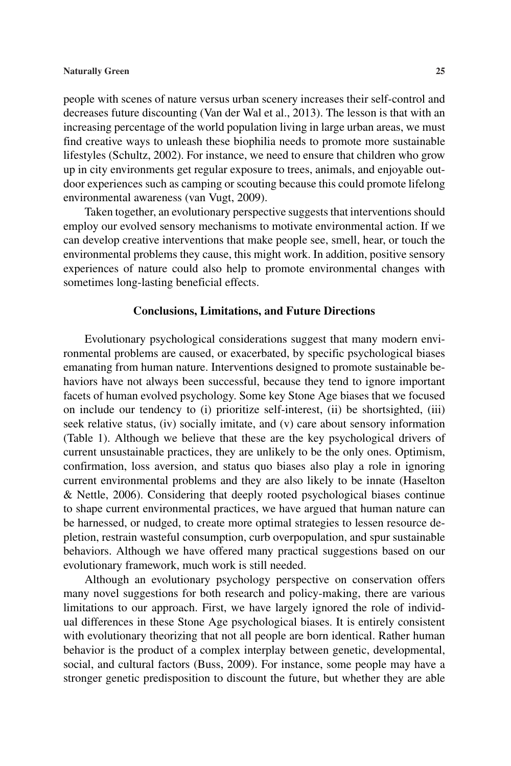people with scenes of nature versus urban scenery increases their self-control and decreases future discounting (Van der Wal et al., 2013). The lesson is that with an increasing percentage of the world population living in large urban areas, we must find creative ways to unleash these biophilia needs to promote more sustainable lifestyles (Schultz, 2002). For instance, we need to ensure that children who grow up in city environments get regular exposure to trees, animals, and enjoyable outdoor experiences such as camping or scouting because this could promote lifelong environmental awareness (van Vugt, 2009).

Taken together, an evolutionary perspective suggests that interventions should employ our evolved sensory mechanisms to motivate environmental action. If we can develop creative interventions that make people see, smell, hear, or touch the environmental problems they cause, this might work. In addition, positive sensory experiences of nature could also help to promote environmental changes with sometimes long-lasting beneficial effects.

## Conclusions, Limitations, and Future Directions

Evolutionary psychological considerations suggest that many modern environmental problems are caused, or exacerbated, by specific psychological biases emanating from human nature. Interventions designed to promote sustainable behaviors have not always been successful, because they tend to ignore important facets of human evolved psychology. Some key Stone Age biases that we focused on include our tendency to (i) prioritize self-interest, (ii) be shortsighted, (iii) seek relative status, (iv) socially imitate, and (v) care about sensory information (Table 1). Although we believe that these are the key psychological drivers of current unsustainable practices, they are unlikely to be the only ones. Optimism, confirmation, loss aversion, and status quo biases also play a role in ignoring current environmental problems and they are also likely to be innate (Haselton & Nettle, 2006). Considering that deeply rooted psychological biases continue to shape current environmental practices, we have argued that human nature can be harnessed, or nudged, to create more optimal strategies to lessen resource depletion, restrain wasteful consumption, curb overpopulation, and spur sustainable behaviors. Although we have offered many practical suggestions based on our evolutionary framework, much work is still needed.

Although an evolutionary psychology perspective on conservation offers many novel suggestions for both research and policy-making, there are various limitations to our approach. First, we have largely ignored the role of individual differences in these Stone Age psychological biases. It is entirely consistent with evolutionary theorizing that not all people are born identical. Rather human behavior is the product of a complex interplay between genetic, developmental, social, and cultural factors (Buss, 2009). For instance, some people may have a stronger genetic predisposition to discount the future, but whether they are able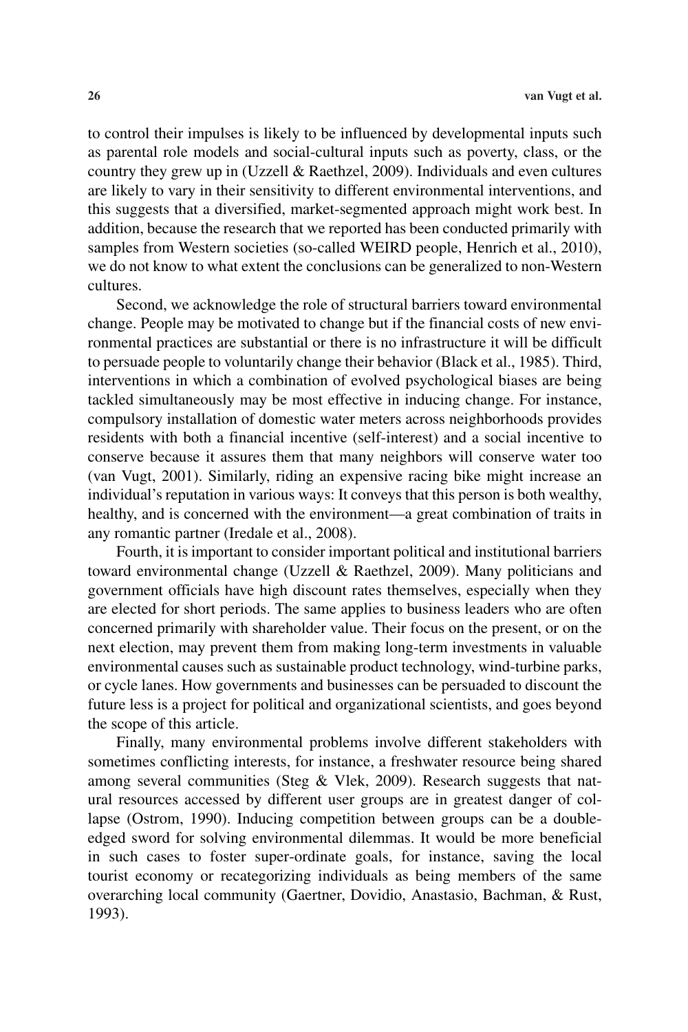to control their impulses is likely to be influenced by developmental inputs such as parental role models and social-cultural inputs such as poverty, class, or the country they grew up in (Uzzell & Raethzel, 2009). Individuals and even cultures are likely to vary in their sensitivity to different environmental interventions, and this suggests that a diversified, market-segmented approach might work best. In addition, because the research that we reported has been conducted primarily with samples from Western societies (so-called WEIRD people, Henrich et al., 2010), we do not know to what extent the conclusions can be generalized to non-Western cultures.

Second, we acknowledge the role of structural barriers toward environmental change. People may be motivated to change but if the financial costs of new environmental practices are substantial or there is no infrastructure it will be difficult to persuade people to voluntarily change their behavior (Black et al., 1985). Third, interventions in which a combination of evolved psychological biases are being tackled simultaneously may be most effective in inducing change. For instance, compulsory installation of domestic water meters across neighborhoods provides residents with both a financial incentive (self-interest) and a social incentive to conserve because it assures them that many neighbors will conserve water too (van Vugt, 2001). Similarly, riding an expensive racing bike might increase an individual's reputation in various ways: It conveys that this person is both wealthy, healthy, and is concerned with the environment—a great combination of traits in any romantic partner (Iredale et al., 2008).

Fourth, it is important to consider important political and institutional barriers toward environmental change (Uzzell & Raethzel, 2009). Many politicians and government officials have high discount rates themselves, especially when they are elected for short periods. The same applies to business leaders who are often concerned primarily with shareholder value. Their focus on the present, or on the next election, may prevent them from making long-term investments in valuable environmental causes such as sustainable product technology, wind-turbine parks, or cycle lanes. How governments and businesses can be persuaded to discount the future less is a project for political and organizational scientists, and goes beyond the scope of this article.

Finally, many environmental problems involve different stakeholders with sometimes conflicting interests, for instance, a freshwater resource being shared among several communities (Steg & Vlek, 2009). Research suggests that natural resources accessed by different user groups are in greatest danger of collapse (Ostrom, 1990). Inducing competition between groups can be a double-edged sword for solving environmental dilemmas. It would be more beneficial in such cases to foster super-ordinate goals, for instance, saving the local tourist economy or recategorizing individuals as being members of the same overarching local community (Gaertner, Dovidio, Anastasio, Bachman, & Rust, 1993).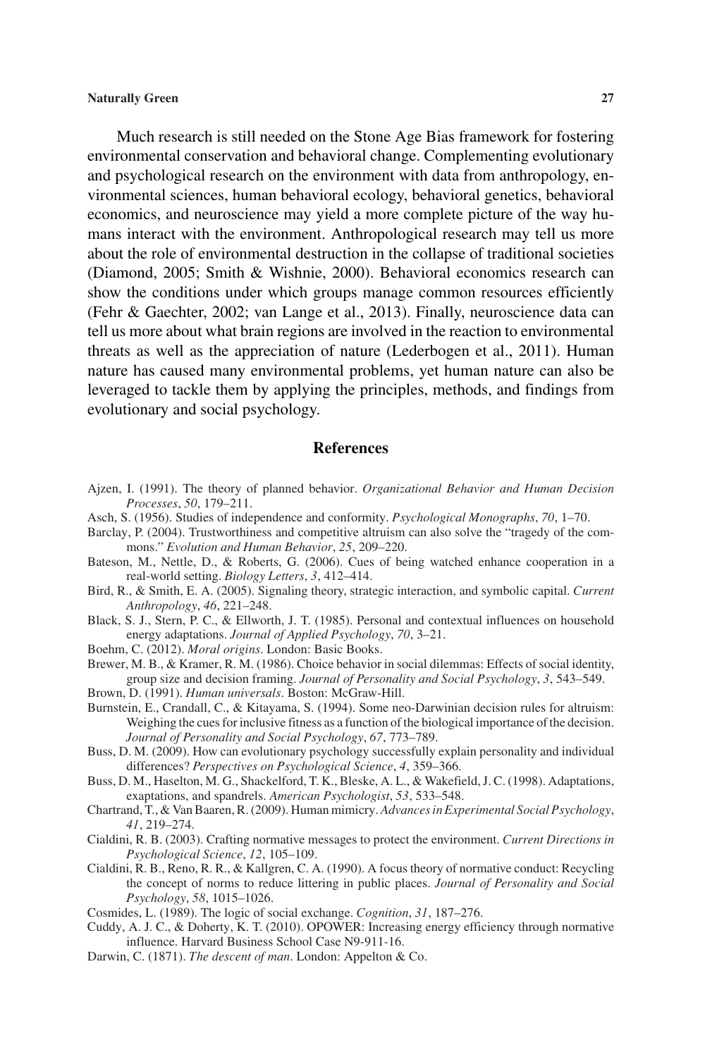Much research is still needed on the Stone Age Bias framework for fostering environmental conservation and behavioral change. Complementing evolutionary and psychological research on the environment with data from anthropology, environmental sciences, human behavioral ecology, behavioral genetics, behavioral economics, and neuroscience may yield a more complete picture of the way humans interact with the environment. Anthropological research may tell us more about the role of environmental destruction in the collapse of traditional societies (Diamond, 2005; Smith & Wishnie, 2000). Behavioral economics research can show the conditions under which groups manage common resources efficiently (Fehr & Gaechter, 2002; van Lange et al., 2013). Finally, neuroscience data can tell us more about what brain regions are involved in the reaction to environmental threats as well as the appreciation of nature (Lederbogen et al., 2011). Human nature has caused many environmental problems, yet human nature can also be leveraged to tackle them by applying the principles, methods, and findings from evolutionary and social psychology.

## References

Ajzen, I. (1991). The theory of planned behavior. *Organizational Behavior and Human Decision Processes*, *50*, 179–211.

Asch, S. (1956). Studies of independence and conformity. *Psychological Monographs*, *70*, 1–70.

Barclay, P. (2004). Trustworthiness and competitive altruism can also solve the "tragedy of the commons." *Evolution and Human Behavior*, *25*, 209–220.

Bateson, M., Nettle, D., & Roberts, G. (2006). Cues of being watched enhance cooperation in a real-world setting. *Biology Letters*, *3*, 412–414.

Bird, R., & Smith, E. A. (2005). Signaling theory, strategic interaction, and symbolic capital. *Current Anthropology*, *46*, 221–248.

Black, S. J., Stern, P. C., & Ellworth, J. T. (1985). Personal and contextual influences on household energy adaptations. *Journal of Applied Psychology*, *70*, 3–21.

Boehm, C. (2012). *Moral origins*. London: Basic Books.

Brewer, M. B., & Kramer, R. M. (1986). Choice behavior in social dilemmas: Effects of social identity, group size and decision framing. *Journal of Personality and Social Psychology*, *3*, 543–549.

Brown, D. (1991). *Human universals*. Boston: McGraw-Hill.

Burnstein, E., Crandall, C., & Kitayama, S. (1994). Some neo-Darwinian decision rules for altruism: Weighing the cues for inclusive fitness as a function of the biological importance of the decision. *Journal of Personality and Social Psychology*, *67*, 773–789.

Buss, D. M. (2009). How can evolutionary psychology successfully explain personality and individual differences? *Perspectives on Psychological Science*, *4*, 359–366.

Buss, D. M., Haselton, M. G., Shackelford, T. K., Bleske, A. L., & Wakefield, J. C. (1998). Adaptations, exaptations, and spandrels. *American Psychologist*, *53*, 533–548.

Chartrand, T., & Van Baaren, R. (2009). Human mimicry. *Advances in Experimental Social Psychology*, *41*, 219–274.

Cialdini, R. B. (2003). Crafting normative messages to protect the environment. *Current Directions in Psychological Science*, *12*, 105–109.

Cialdini, R. B., Reno, R. R., & Kallgren, C. A. (1990). A focus theory of normative conduct: Recycling the concept of norms to reduce littering in public places. *Journal of Personality and Social Psychology*, *58*, 1015–1026.

Cosmides, L. (1989). The logic of social exchange. *Cognition*, *31*, 187–276.

Cuddy, A. J. C., & Doherty, K. T. (2010). OPOWER: Increasing energy efficiency through normative influence. Harvard Business School Case N9-911-16.

Darwin, C. (1871). *The descent of man*. London: Appelton & Co.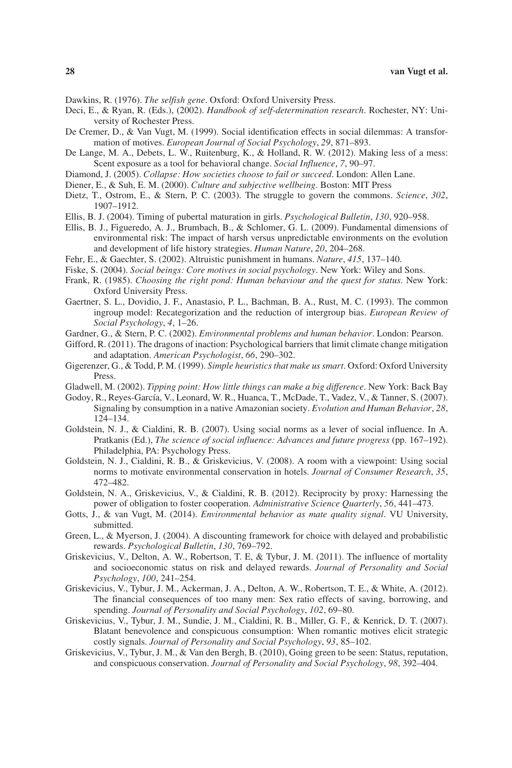Dawkins, R. (1976). *The selfish gene*. Oxford: Oxford University Press.

Deci, E., & Ryan, R. (Eds.), (2002). *Handbook of self-determination research*. Rochester, NY: University of Rochester Press.

De Cremer, D., & Van Vugt, M. (1999). Social identification effects in social dilemmas: A transformation of motives. *European Journal of Social Psychology*, *29*, 871–893.

De Lange, M. A., Debets, L. W., Ruitenburg, K., & Holland, R. W. (2012). Making less of a mess: Scent exposure as a tool for behavioral change. *Social Influence*, *7*, 90–97.

Diamond, J. (2005). *Collapse: How societies choose to fail or succeed*. London: Allen Lane.

Diener, E., & Suh, E. M. (2000). *Culture and subjective wellbeing*. Boston: MIT Press

Dietz, T., Ostrom, E., & Stern, P. C. (2003). The struggle to govern the commons. *Science*, *302*, 1907–1912.

Ellis, B. J. (2004). Timing of pubertal maturation in girls. *Psychological Bulletin*, *130*, 920–958.

Ellis, B. J., Figueredo, A. J., Brumbach, B., & Schlomer, G. L. (2009). Fundamental dimensions of environmental risk: The impact of harsh versus unpredictable environments on the evolution and development of life history strategies. *Human Nature*, *20*, 204–268.

Fehr, E., & Gaechter, S. (2002). Altruistic punishment in humans. *Nature*, *415*, 137–140.

Fiske, S. (2004). *Social beings: Core motives in social psychology*. New York: Wiley and Sons.

Frank, R. (1985). *Choosing the right pond: Human behaviour and the quest for status*. New York: Oxford University Press.

Gaertner, S. L., Dovidio, J. F., Anastasio, P. L., Bachman, B. A., Rust, M. C. (1993). The common ingroup model: Recategorization and the reduction of intergroup bias. *European Review of Social Psychology*, *4*, 1–26.

Gardner, G., & Stern, P. C. (2002). *Environmental problems and human behavior*. London: Pearson.

Gifford, R. (2011). The dragons of inaction: Psychological barriers that limit climate change mitigation and adaptation. *American Psychologist*, *66*, 290–302.

Gigerenzer, G., & Todd, P. M. (1999). *Simple heuristics that make us smart*. Oxford: Oxford University Press.

Gladwell, M. (2002). *Tipping point: How little things can make a big difference*. New York: Back Bay

Godoy, R., Reyes-García, V., Leonard, W. R., Huanca, T., McDade, T., Vadez, V., & Tanner, S. (2007). Signaling by consumption in a native Amazonian society. *Evolution and Human Behavior*, *28*, 124–134.

Goldstein, N. J., & Cialdini, R. B. (2007). Using social norms as a lever of social influence. In A. Pratkanis (Ed.), *The science of social influence: Advances and future progress* (pp. 167–192). Philadelphia, PA: Psychology Press.

Goldstein, N. J., Cialdini, R. B., & Griskevicius, V. (2008). A room with a viewpoint: Using social norms to motivate environmental conservation in hotels. *Journal of Consumer Research*, *35*, 472–482.

Goldstein, N. A., Griskevicius, V., & Cialdini, R. B. (2012). Reciprocity by proxy: Harnessing the power of obligation to foster cooperation. *Administrative Science Quarterly*, *56*, 441–473.

Gotts, J., & van Vugt, M. (2014). *Environmental behavior as mate quality signal*. VU University, submitted.

Green, L., & Myerson, J. (2004). A discounting framework for choice with delayed and probabilistic rewards. *Psychological Bulletin*, *130*, 769–792.

Griskevicius, V., Delton, A. W., Robertson, T. E, & Tybur, J. M. (2011). The influence of mortality and socioeconomic status on risk and delayed rewards. *Journal of Personality and Social Psychology*, *100*, 241–254.

Griskevicius, V., Tybur, J. M., Ackerman, J. A., Delton, A. W., Robertson, T. E., & White, A. (2012). The financial consequences of too many men: Sex ratio effects of saving, borrowing, and spending. *Journal of Personality and Social Psychology*, *102*, 69–80.

Griskevicius, V., Tybur, J. M., Sundie, J. M., Cialdini, R. B., Miller, G. F., & Kenrick, D. T. (2007). Blatant benevolence and conspicuous consumption: When romantic motives elicit strategic costly signals. *Journal of Personality and Social Psychology*, *93*, 85–102.

Griskevicius, V., Tybur, J. M., & Van den Bergh, B. (2010), Going green to be seen: Status, reputation, and conspicuous conservation. *Journal of Personality and Social Psychology*, *98*, 392–404.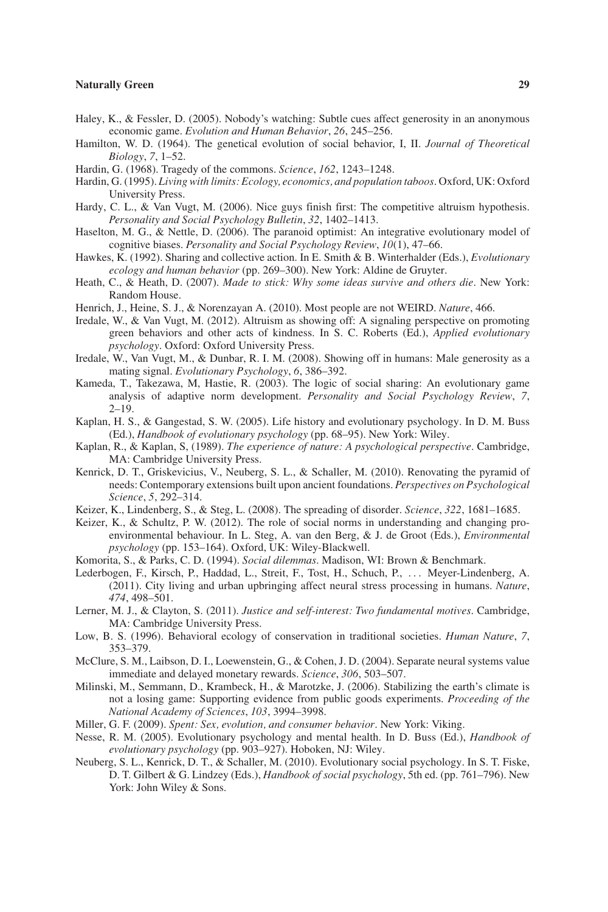Haley, K., & Fessler, D. (2005). Nobody's watching: Subtle cues affect generosity in an anonymous economic game. *Evolution and Human Behavior*, *26*, 245–256.

Hamilton, W. D. (1964). The genetical evolution of social behavior, I, II. *Journal of Theoretical Biology*, *7*, 1–52.

Hardin, G. (1968). Tragedy of the commons. *Science*, *162*, 1243–1248.

Hardin, G. (1995). *Living with limits: Ecology, economics, and population taboos*. Oxford, UK: Oxford University Press.

Hardy, C. L., & Van Vugt, M. (2006). Nice guys finish first: The competitive altruism hypothesis. *Personality and Social Psychology Bulletin*, *32*, 1402–1413.

Haselton, M. G., & Nettle, D. (2006). The paranoid optimist: An integrative evolutionary model of cognitive biases. *Personality and Social Psychology Review*, *10*(1), 47–66.

Hawkes, K. (1992). Sharing and collective action. In E. Smith & B. Winterhalder (Eds.), *Evolutionary ecology and human behavior* (pp. 269–300). New York: Aldine de Gruyter.

Heath, C., & Heath, D. (2007). *Made to stick: Why some ideas survive and others die*. New York: Random House.

Henrich, J., Heine, S. J., & Norenzayan A. (2010). Most people are not WEIRD. *Nature*, 466.

Iredale, W., & Van Vugt, M. (2012). Altruism as showing off: A signaling perspective on promoting green behaviors and other acts of kindness. In S. C. Roberts (Ed.), *Applied evolutionary psychology*. Oxford: Oxford University Press.

Iredale, W., Van Vugt, M., & Dunbar, R. I. M. (2008). Showing off in humans: Male generosity as a mating signal. *Evolutionary Psychology*, *6*, 386–392.

Kameda, T., Takezawa, M, Hastie, R. (2003). The logic of social sharing: An evolutionary game analysis of adaptive norm development. *Personality and Social Psychology Review*, *7*, 2–19.

Kaplan, H. S., & Gangestad, S. W. (2005). Life history and evolutionary psychology. In D. M. Buss (Ed.), *Handbook of evolutionary psychology* (pp. 68–95). New York: Wiley.

Kaplan, R., & Kaplan, S, (1989). *The experience of nature: A psychological perspective*. Cambridge, MA: Cambridge University Press.

Kenrick, D. T., Griskevicius, V., Neuberg, S. L., & Schaller, M. (2010). Renovating the pyramid of needs: Contemporary extensions built upon ancient foundations. *Perspectives on Psychological Science*, *5*, 292–314.

Keizer, K., Lindenberg, S., & Steg, L. (2008). The spreading of disorder. *Science*, *322*, 1681–1685.

Keizer, K., & Schultz, P. W. (2012). The role of social norms in understanding and changing pro-environmental behaviour. In L. Steg, A. van den Berg, & J. de Groot (Eds.), *Environmental psychology* (pp. 153–164). Oxford, UK: Wiley-Blackwell.

Komorita, S., & Parks, C. D. (1994). *Social dilemmas*. Madison, WI: Brown & Benchmark.

Lederbogen, F., Kirsch, P., Haddad, L., Streit, F., Tost, H., Schuch, P., ... Meyer-Lindenberg, A. (2011). City living and urban upbringing affect neural stress processing in humans. *Nature*, *474*, 498–501.

Lerner, M. J., & Clayton, S. (2011). *Justice and self-interest: Two fundamental motives*. Cambridge, MA: Cambridge University Press.

Low, B. S. (1996). Behavioral ecology of conservation in traditional societies. *Human Nature*, *7*, 353–379.

McClure, S. M., Laibson, D. I., Loewenstein, G., & Cohen, J. D. (2004). Separate neural systems value immediate and delayed monetary rewards. *Science*, *306*, 503–507.

Milinski, M., Semmann, D., Krambeck, H., & Marotzke, J. (2006). Stabilizing the earth's climate is not a losing game: Supporting evidence from public goods experiments. *Proceeding of the National Academy of Sciences*, *103*, 3994–3998.

Miller, G. F. (2009). *Spent: Sex, evolution, and consumer behavior*. New York: Viking.

Nesse, R. M. (2005). Evolutionary psychology and mental health. In D. Buss (Ed.), *Handbook of evolutionary psychology* (pp. 903–927). Hoboken, NJ: Wiley.

Neuberg, S. L., Kenrick, D. T., & Schaller, M. (2010). Evolutionary social psychology. In S. T. Fiske, D. T. Gilbert & G. Lindzey (Eds.), *Handbook of social psychology*, 5th ed. (pp. 761–796). New York: John Wiley & Sons.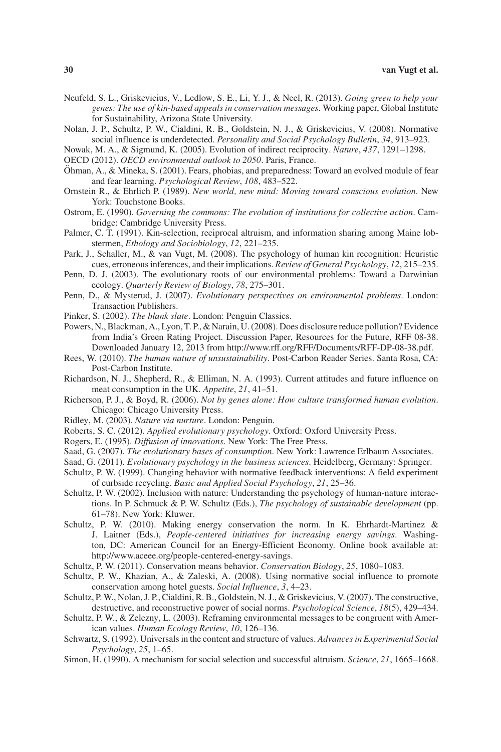Neufeld, S. L., Griskevicius, V., Ledlow, S. E., Li, Y. J., & Neel, R. (2013). *Going green to help your genes: The use of kin-based appeals in conservation messages*. Working paper, Global Institute for Sustainability, Arizona State University.

Nolan, J. P., Schultz, P. W., Cialdini, R. B., Goldstein, N. J., & Griskevicius, V. (2008). Normative social influence is underdetected. *Personality and Social Psychology Bulletin*, *34*, 913–923.

Nowak, M. A., & Sigmund, K. (2005). Evolution of indirect reciprocity. *Nature*, *437*, 1291–1298.

OECD (2012). *OECD environmental outlook to 2050*. Paris, France.

Öhman, A., & Mineka, S. (2001). Fears, phobias, and preparedness: Toward an evolved module of fear and fear learning. *Psychological Review*, *108*, 483–522.

Ornstein R., & Ehrlich P. (1989). *New world, new mind: Moving toward conscious evolution*. New York: Touchstone Books.

Ostrom, E. (1990). *Governing the commons: The evolution of institutions for collective action*. Cambridge: Cambridge University Press.

Palmer, C. T. (1991). Kin-selection, reciprocal altruism, and information sharing among Maine lobstermen, *Ethology and Sociobiology*, *12*, 221–235.

Park, J., Schaller, M., & van Vugt, M. (2008). The psychology of human kin recognition: Heuristic cues, erroneous inferences, and their implications. *Review of General Psychology*, *12*, 215–235.

Penn, D. J. (2003). The evolutionary roots of our environmental problems: Toward a Darwinian ecology. *Quarterly Review of Biology*, *78*, 275–301.

Penn, D., & Mysterud, J. (2007). *Evolutionary perspectives on environmental problems*. London: Transaction Publishers.

Pinker, S. (2002). *The blank slate*. London: Penguin Classics.

Powers, N., Blackman, A., Lyon, T. P., & Narain, U. (2008). Does disclosure reduce pollution? Evidence from India's Green Rating Project. Discussion Paper, Resources for the Future, RFF 08-38. Downloaded January 12, 2013 from http://www.rff.org/RFF/Documents/RFF-DP-08-38.pdf.

Rees, W. (2010). *The human nature of unsustainability*. Post-Carbon Reader Series. Santa Rosa, CA: Post-Carbon Institute.

Richardson, N. J., Shepherd, R., & Elliman, N. A. (1993). Current attitudes and future influence on meat consumption in the UK. *Appetite*, *21*, 41–51.

Richerson, P. J., & Boyd, R. (2006). *Not by genes alone: How culture transformed human evolution*. Chicago: Chicago University Press.

Ridley, M. (2003). *Nature via nurture*. London: Penguin.

Roberts, S. C. (2012). *Applied evolutionary psychology*. Oxford: Oxford University Press.

Rogers, E. (1995). *Diffusion of innovations*. New York: The Free Press.

Saad, G. (2007). *The evolutionary bases of consumption*. New York: Lawrence Erlbaum Associates.

Saad, G. (2011). *Evolutionary psychology in the business sciences*. Heidelberg, Germany: Springer.

Schultz, P. W. (1999). Changing behavior with normative feedback interventions: A field experiment of curbside recycling. *Basic and Applied Social Psychology*, *21*, 25–36.

Schultz, P. W. (2002). Inclusion with nature: Understanding the psychology of human-nature interactions. In P. Schmuck & P. W. Schultz (Eds.), *The psychology of sustainable development* (pp. 61–78). New York: Kluwer.

Schultz, P. W. (2010). Making energy conservation the norm. In K. Ehrhardt-Martinez & J. Laitner (Eds.), *People-centered initiatives for increasing energy savings*. Washington, DC: American Council for an Energy-Efficient Economy. Online book available at: http://www.aceee.org/people-centered-energy-savings.

Schultz, P. W. (2011). Conservation means behavior. *Conservation Biology*, *25*, 1080–1083.

Schultz, P. W., Khazian, A., & Zaleski, A. (2008). Using normative social influence to promote conservation among hotel guests. *Social Influence*, *3*, 4–23.

Schultz, P. W., Nolan, J. P., Cialdini, R. B., Goldstein, N. J., & Griskevicius, V. (2007). The constructive, destructive, and reconstructive power of social norms. *Psychological Science*, *18*(5), 429–434.

Schultz, P. W., & Zelezny, L. (2003). Reframing environmental messages to be congruent with American values. *Human Ecology Review*, *10*, 126–136.

Schwartz, S. (1992). Universals in the content and structure of values. *Advances in Experimental Social Psychology*, *25*, 1–65.

Simon, H. (1990). A mechanism for social selection and successful altruism. *Science*, *21*, 1665–1668.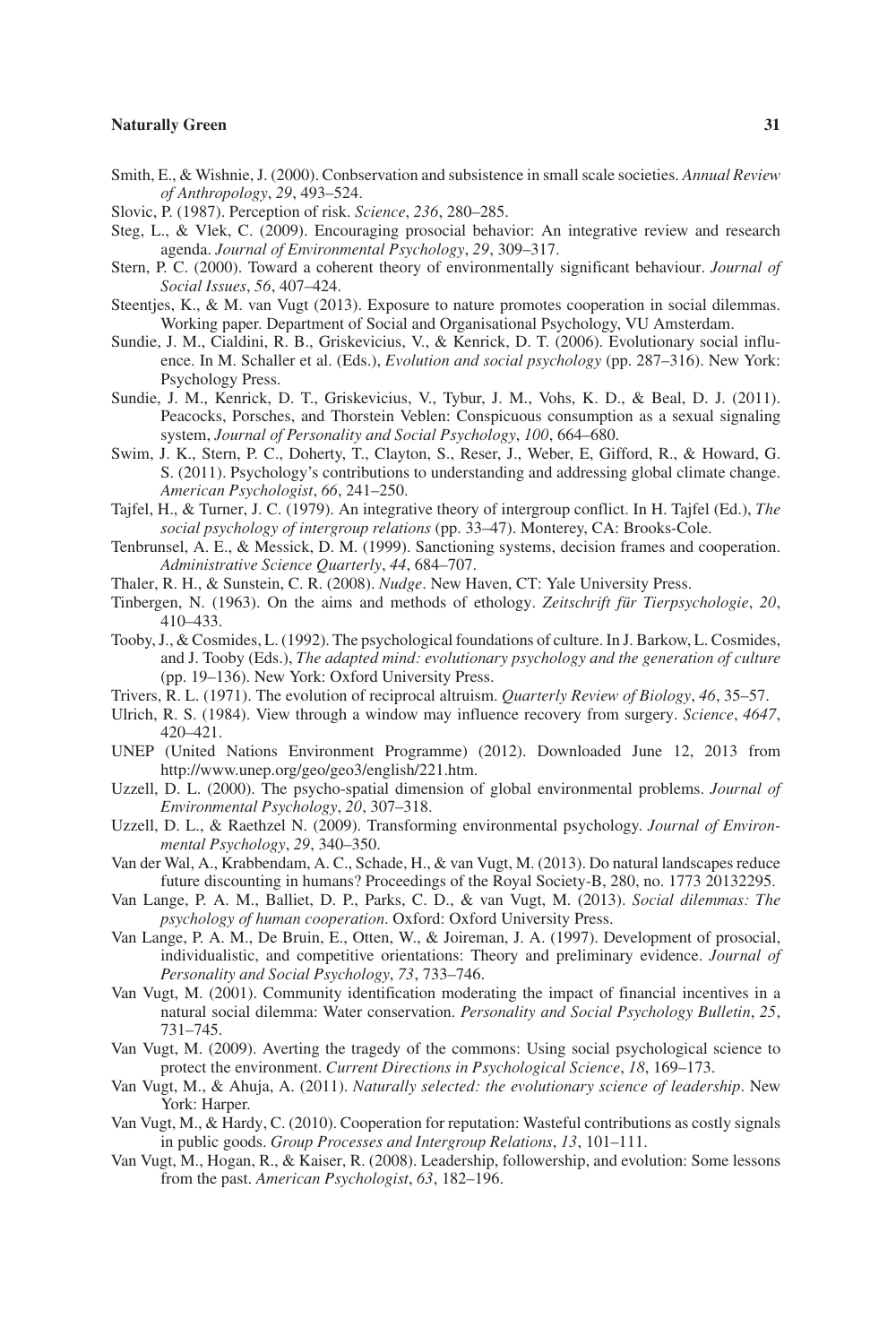Smith, E., & Wishnie, J. (2000). Conbservation and subsistence in small scale societies. *Annual Review of Anthropology*, *29*, 493–524.

Slovic, P. (1987). Perception of risk. *Science*, *236*, 280–285.

Steg, L., & Vlek, C. (2009). Encouraging prosocial behavior: An integrative review and research agenda. *Journal of Environmental Psychology*, *29*, 309–317.

Stern, P. C. (2000). Toward a coherent theory of environmentally significant behaviour. *Journal of Social Issues*, *56*, 407–424.

Steentjes, K., & M. van Vugt (2013). Exposure to nature promotes cooperation in social dilemmas. Working paper. Department of Social and Organisational Psychology, VU Amsterdam.

Sundie, J. M., Cialdini, R. B., Griskevicius, V., & Kenrick, D. T. (2006). Evolutionary social influence. In M. Schaller et al. (Eds.), *Evolution and social psychology* (pp. 287–316). New York: Psychology Press.

Sundie, J. M., Kenrick, D. T., Griskevicius, V., Tybur, J. M., Vohs, K. D., & Beal, D. J. (2011). Peacocks, Porsches, and Thorstein Veblen: Conspicuous consumption as a sexual signaling system, *Journal of Personality and Social Psychology*, *100*, 664–680.

Swim, J. K., Stern, P. C., Doherty, T., Clayton, S., Reser, J., Weber, E, Gifford, R., & Howard, G. S. (2011). Psychology's contributions to understanding and addressing global climate change. *American Psychologist*, *66*, 241–250.

Tajfel, H., & Turner, J. C. (1979). An integrative theory of intergroup conflict. In H. Tajfel (Ed.), *The social psychology of intergroup relations* (pp. 33–47). Monterey, CA: Brooks-Cole.

Tenbrunsel, A. E., & Messick, D. M. (1999). Sanctioning systems, decision frames and cooperation. *Administrative Science Quarterly*, *44*, 684–707.

Thaler, R. H., & Sunstein, C. R. (2008). *Nudge*. New Haven, CT: Yale University Press.

Tinbergen, N. (1963). On the aims and methods of ethology. *Zeitschrift für Tierpsychologie*, *20*, 410–433.

Tooby, J., & Cosmides, L. (1992). The psychological foundations of culture. In J. Barkow, L. Cosmides, and J. Tooby (Eds.), *The adapted mind: evolutionary psychology and the generation of culture* (pp. 19–136). New York: Oxford University Press.

Trivers, R. L. (1971). The evolution of reciprocal altruism. *Quarterly Review of Biology*, *46*, 35–57.

Ulrich, R. S. (1984). View through a window may influence recovery from surgery. *Science*, *4647*, 420–421.

UNEP (United Nations Environment Programme) (2012). Downloaded June 12, 2013 from http://www.unep.org/geo/geo3/english/221.htm.

Uzzell, D. L. (2000). The psycho-spatial dimension of global environmental problems. *Journal of Environmental Psychology*, *20*, 307–318.

Uzzell, D. L., & Raethzel N. (2009). Transforming environmental psychology. *Journal of Environmental Psychology*, *29*, 340–350.

Van der Wal, A., Krabbendam, A. C., Schade, H., & van Vugt, M. (2013). Do natural landscapes reduce future discounting in humans? Proceedings of the Royal Society-B, 280, no. 1773 20132295.

Van Lange, P. A. M., Balliet, D. P., Parks, C. D., & van Vugt, M. (2013). *Social dilemmas: The psychology of human cooperation*. Oxford: Oxford University Press.

Van Lange, P. A. M., De Bruin, E., Otten, W., & Joireman, J. A. (1997). Development of prosocial, individualistic, and competitive orientations: Theory and preliminary evidence. *Journal of Personality and Social Psychology*, *73*, 733–746.

Van Vugt, M. (2001). Community identification moderating the impact of financial incentives in a natural social dilemma: Water conservation. *Personality and Social Psychology Bulletin*, *25*, 731–745.

Van Vugt, M. (2009). Averting the tragedy of the commons: Using social psychological science to protect the environment. *Current Directions in Psychological Science*, *18*, 169–173.

Van Vugt, M., & Ahuja, A. (2011). *Naturally selected: the evolutionary science of leadership*. New York: Harper.

Van Vugt, M., & Hardy, C. (2010). Cooperation for reputation: Wasteful contributions as costly signals in public goods. *Group Processes and Intergroup Relations*, *13*, 101–111.

Van Vugt, M., Hogan, R., & Kaiser, R. (2008). Leadership, followership, and evolution: Some lessons from the past. *American Psychologist*, *63*, 182–196.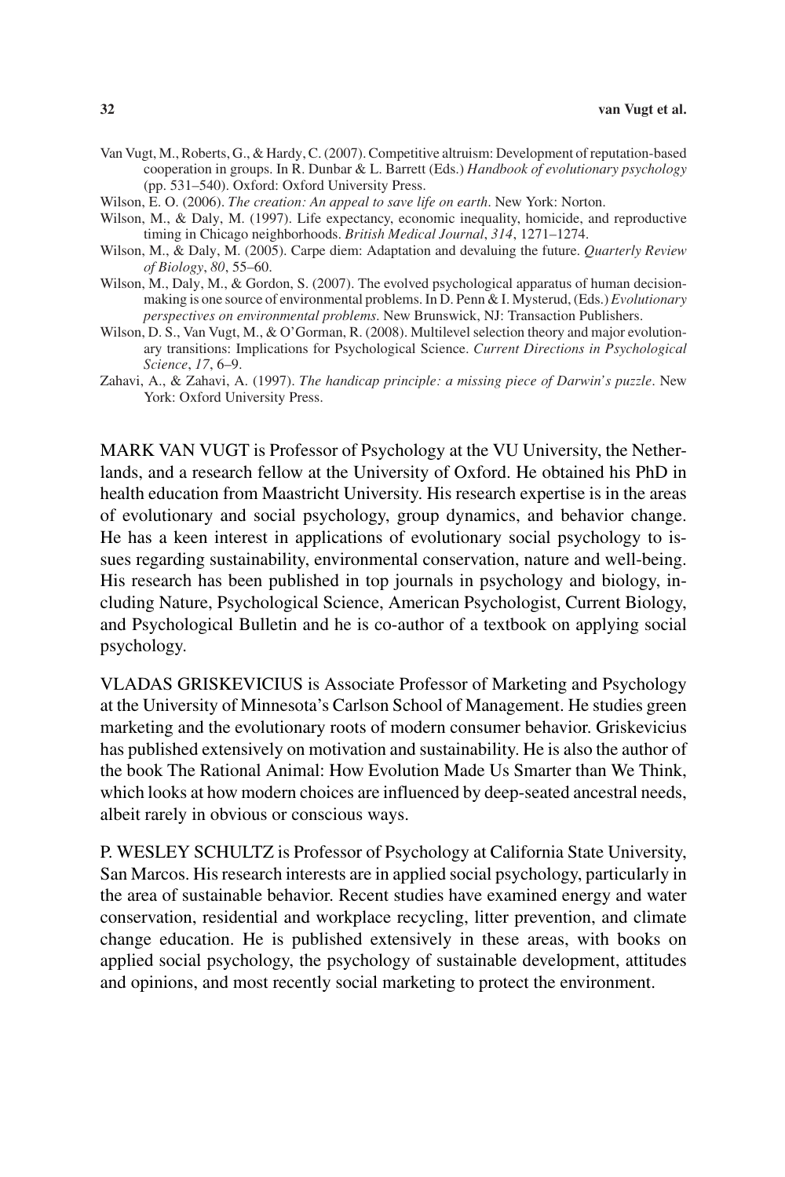Van Vugt, M., Roberts, G., & Hardy, C. (2007). Competitive altruism: Development of reputation-based cooperation in groups. In R. Dunbar & L. Barrett (Eds.) *Handbook of evolutionary psychology* (pp. 531–540). Oxford: Oxford University Press.

Wilson, E. O. (2006). *The creation: An appeal to save life on earth*. New York: Norton.

Wilson, M., & Daly, M. (1997). Life expectancy, economic inequality, homicide, and reproductive timing in Chicago neighborhoods. *British Medical Journal*, *314*, 1271–1274.

Wilson, M., & Daly, M. (2005). Carpe diem: Adaptation and devaluing the future. *Quarterly Review of Biology*, *80*, 55–60.

Wilson, M., Daly, M., & Gordon, S. (2007). The evolved psychological apparatus of human decision-making is one source of environmental problems. In D. Penn & I. Mysterud, (Eds.) *Evolutionary perspectives on environmental problems*. New Brunswick, NJ: Transaction Publishers.

Wilson, D. S., Van Vugt, M., & O'Gorman, R. (2008). Multilevel selection theory and major evolutionary transitions: Implications for Psychological Science. *Current Directions in Psychological Science*, *17*, 6–9.

Zahavi, A., & Zahavi, A. (1997). *The handicap principle: a missing piece of Darwin's puzzle*. New York: Oxford University Press.

MARK VAN VUGT is Professor of Psychology at the VU University, the Netherlands, and a research fellow at the University of Oxford. He obtained his PhD in health education from Maastricht University. His research expertise is in the areas of evolutionary and social psychology, group dynamics, and behavior change. He has a keen interest in applications of evolutionary social psychology to issues regarding sustainability, environmental conservation, nature and well-being. His research has been published in top journals in psychology and biology, including Nature, Psychological Science, American Psychologist, Current Biology, and Psychological Bulletin and he is co-author of a textbook on applying social psychology.

VLADAS GRISKEVICIUS is Associate Professor of Marketing and Psychology at the University of Minnesota's Carlson School of Management. He studies green marketing and the evolutionary roots of modern consumer behavior. Griskevicius has published extensively on motivation and sustainability. He is also the author of the book The Rational Animal: How Evolution Made Us Smarter than We Think, which looks at how modern choices are influenced by deep-seated ancestral needs, albeit rarely in obvious or conscious ways.

P. WESLEY SCHULTZ is Professor of Psychology at California State University, San Marcos. His research interests are in applied social psychology, particularly in the area of sustainable behavior. Recent studies have examined energy and water conservation, residential and workplace recycling, litter prevention, and climate change education. He is published extensively in these areas, with books on applied social psychology, the psychology of sustainable development, attitudes and opinions, and most recently social marketing to protect the environment.